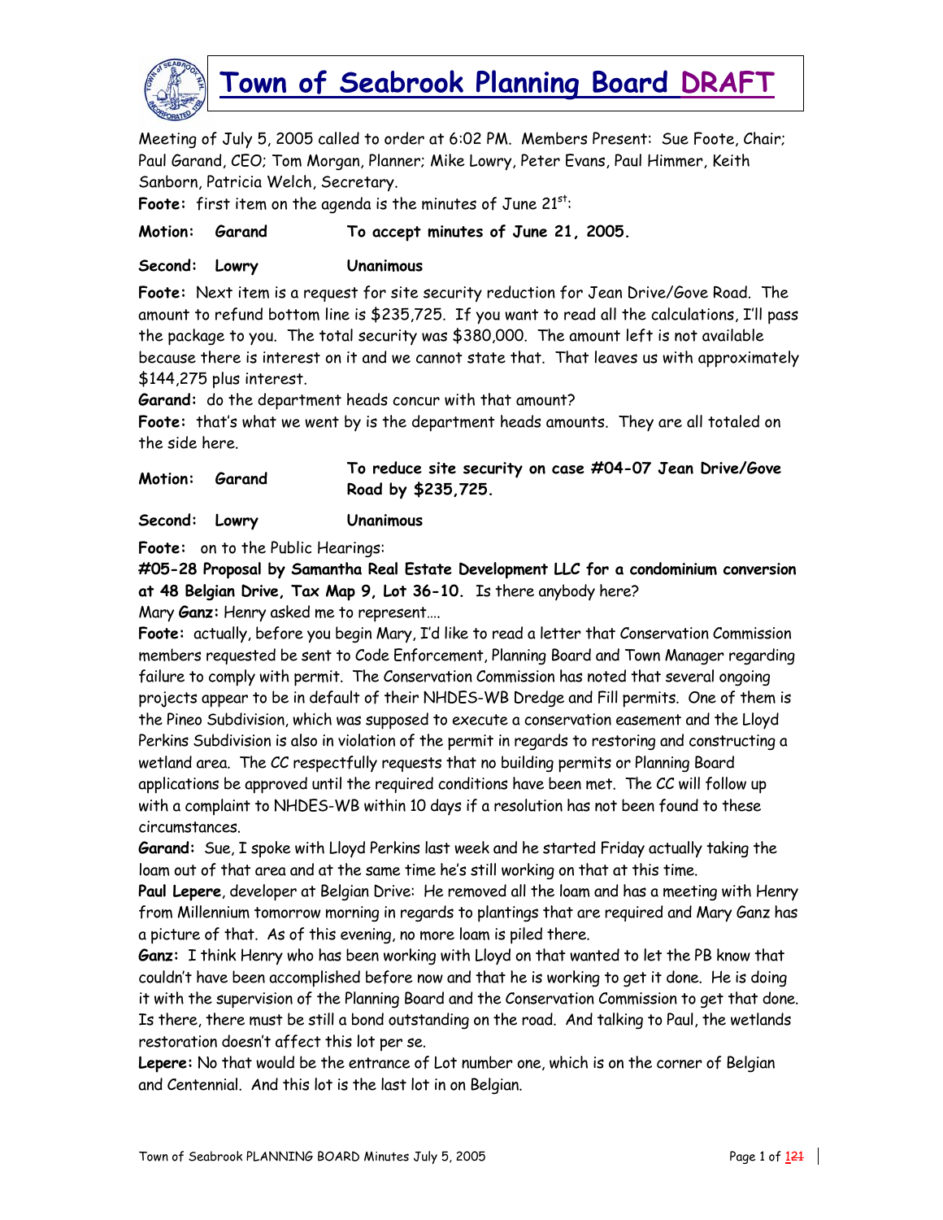# Town of Seabrook Planning Board DRAFT

Meeting of July 5, 2005 called to order at 6:02 PM. Members Present: Sue Foote, Chair; Paul Garand, CEO; Tom Morgan, Planner; Mike Lowry, Peter Evans, Paul Himmer, Keith Sanborn, Patricia Welch, Secretary.

**Foote:** first item on the agenda is the minutes of June 21st:

| | | |
|---|---|---|
| **Motion:** | **Garand** | **To accept minutes of June 21, 2005.** |
| **Second:** | **Lowry** | **Unanimous** |

**Foote:** Next item is a request for site security reduction for Jean Drive/Gove Road. The amount to refund bottom line is $235,725. If you want to read all the calculations, I'll pass the package to you. The total security was $380,000. The amount left is not available because there is interest on it and we cannot state that. That leaves us with approximately $144,275 plus interest.

**Garand:** do the department heads concur with that amount?

**Foote:** that's what we went by is the department heads amounts. They are all totaled on the side here.

| | | |
|---|---|---|
| **Motion:** | **Garand** | **To reduce site security on case #04-07 Jean Drive/Gove Road by $235,725.** |
| **Second:** | **Lowry** | **Unanimous** |

**Foote:** on to the Public Hearings:

**#05-28 Proposal by Samantha Real Estate Development LLC for a condominium conversion at 48 Belgian Drive, Tax Map 9, Lot 36-10.** Is there anybody here?

Mary **Ganz:** Henry asked me to represent….

**Foote:** actually, before you begin Mary, I'd like to read a letter that Conservation Commission members requested be sent to Code Enforcement, Planning Board and Town Manager regarding failure to comply with permit. The Conservation Commission has noted that several ongoing projects appear to be in default of their NHDES-WB Dredge and Fill permits. One of them is the Pineo Subdivision, which was supposed to execute a conservation easement and the Lloyd Perkins Subdivision is also in violation of the permit in regards to restoring and constructing a wetland area. The CC respectfully requests that no building permits or Planning Board applications be approved until the required conditions have been met. The CC will follow up with a complaint to NHDES-WB within 10 days if a resolution has not been found to these circumstances.

**Garand:** Sue, I spoke with Lloyd Perkins last week and he started Friday actually taking the loam out of that area and at the same time he's still working on that at this time.

**Paul Lepere**, developer at Belgian Drive: He removed all the loam and has a meeting with Henry from Millennium tomorrow morning in regards to plantings that are required and Mary Ganz has a picture of that. As of this evening, no more loam is piled there.

**Ganz:** I think Henry who has been working with Lloyd on that wanted to let the PB know that couldn't have been accomplished before now and that he is working to get it done. He is doing it with the supervision of the Planning Board and the Conservation Commission to get that done. Is there, there must be still a bond outstanding on the road. And talking to Paul, the wetlands restoration doesn't affect this lot per se.

**Lepere:** No that would be the entrance of Lot number one, which is on the corner of Belgian and Centennial. And this lot is the last lot in on Belgian.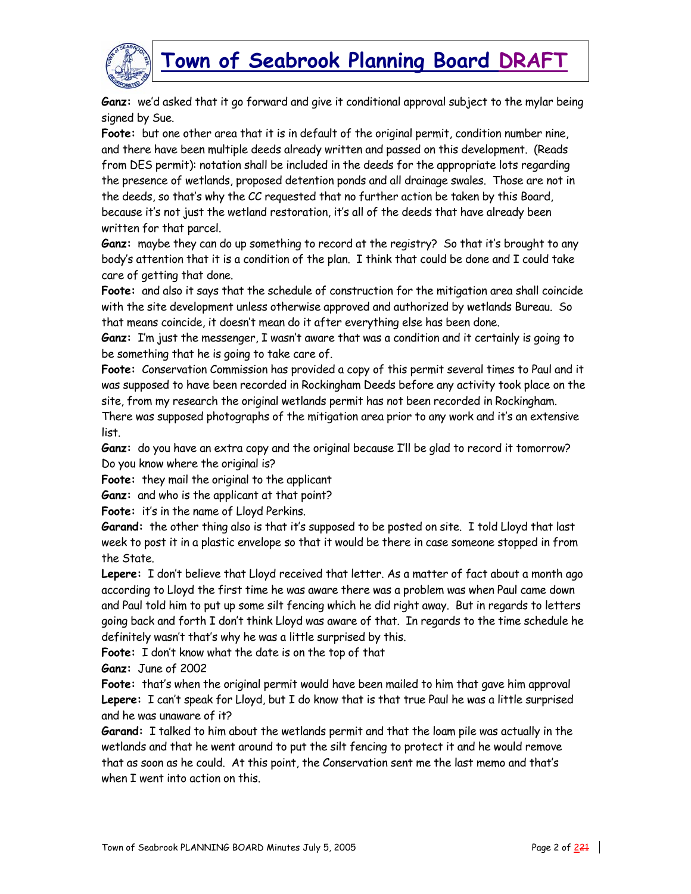**Ganz:** we'd asked that it go forward and give it conditional approval subject to the mylar being signed by Sue.

**Foote:** but one other area that it is in default of the original permit, condition number nine, and there have been multiple deeds already written and passed on this development. (Reads from DES permit): notation shall be included in the deeds for the appropriate lots regarding the presence of wetlands, proposed detention ponds and all drainage swales. Those are not in the deeds, so that's why the CC requested that no further action be taken by this Board, because it's not just the wetland restoration, it's all of the deeds that have already been written for that parcel.

**Ganz:** maybe they can do up something to record at the registry? So that it's brought to any body's attention that it is a condition of the plan. I think that could be done and I could take care of getting that done.

**Foote:** and also it says that the schedule of construction for the mitigation area shall coincide with the site development unless otherwise approved and authorized by wetlands Bureau. So that means coincide, it doesn't mean do it after everything else has been done.

**Ganz:** I'm just the messenger, I wasn't aware that was a condition and it certainly is going to be something that he is going to take care of.

**Foote:** Conservation Commission has provided a copy of this permit several times to Paul and it was supposed to have been recorded in Rockingham Deeds before any activity took place on the site, from my research the original wetlands permit has not been recorded in Rockingham. There was supposed photographs of the mitigation area prior to any work and it's an extensive list.

**Ganz:** do you have an extra copy and the original because I'll be glad to record it tomorrow? Do you know where the original is?

**Foote:** they mail the original to the applicant

**Ganz:** and who is the applicant at that point?

**Foote:** it's in the name of Lloyd Perkins.

**Garand:** the other thing also is that it's supposed to be posted on site. I told Lloyd that last week to post it in a plastic envelope so that it would be there in case someone stopped in from the State.

**Lepere:** I don't believe that Lloyd received that letter. As a matter of fact about a month ago according to Lloyd the first time he was aware there was a problem was when Paul came down and Paul told him to put up some silt fencing which he did right away. But in regards to letters going back and forth I don't think Lloyd was aware of that. In regards to the time schedule he definitely wasn't that's why he was a little surprised by this.

**Foote:** I don't know what the date is on the top of that

**Ganz:** June of 2002

**Foote:** that's when the original permit would have been mailed to him that gave him approval

**Lepere:** I can't speak for Lloyd, but I do know that is that true Paul he was a little surprised and he was unaware of it?

**Garand:** I talked to him about the wetlands permit and that the loam pile was actually in the wetlands and that he went around to put the silt fencing to protect it and he would remove that as soon as he could. At this point, the Conservation sent me the last memo and that's when I went into action on this.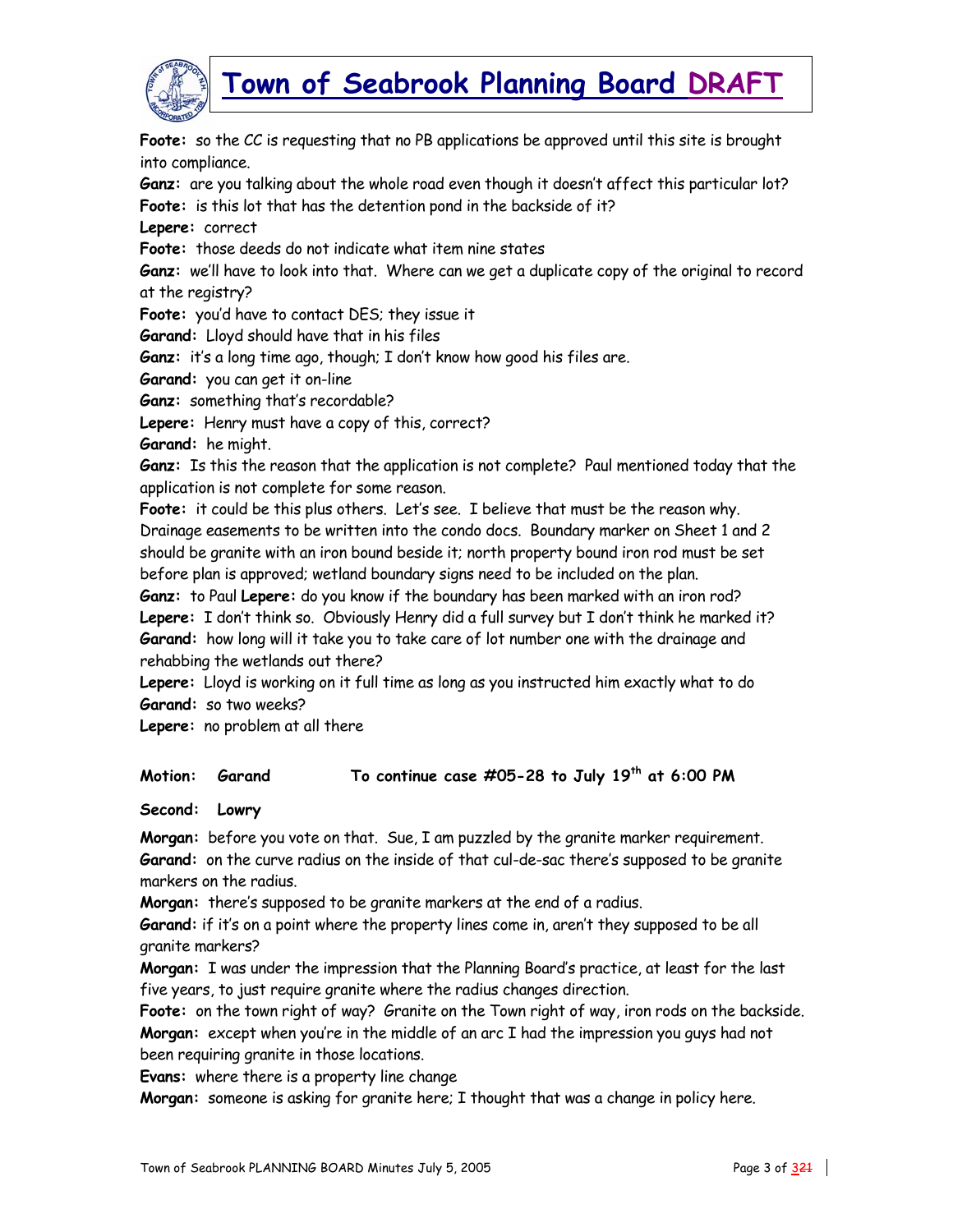**Foote:** so the CC is requesting that no PB applications be approved until this site is brought into compliance.

**Ganz:** are you talking about the whole road even though it doesn't affect this particular lot?

**Foote:** is this lot that has the detention pond in the backside of it?

**Lepere:** correct

**Foote:** those deeds do not indicate what item nine states

**Ganz:** we'll have to look into that. Where can we get a duplicate copy of the original to record at the registry?

**Foote:** you'd have to contact DES; they issue it

**Garand:** Lloyd should have that in his files

**Ganz:** it's a long time ago, though; I don't know how good his files are.

**Garand:** you can get it on-line

**Ganz:** something that's recordable?

**Lepere:** Henry must have a copy of this, correct?

**Garand:** he might.

**Ganz:** Is this the reason that the application is not complete? Paul mentioned today that the application is not complete for some reason.

**Foote:** it could be this plus others. Let's see. I believe that must be the reason why. Drainage easements to be written into the condo docs. Boundary marker on Sheet 1 and 2 should be granite with an iron bound beside it; north property bound iron rod must be set before plan is approved; wetland boundary signs need to be included on the plan.

**Ganz:** to Paul **Lepere:** do you know if the boundary has been marked with an iron rod?

**Lepere:** I don't think so. Obviously Henry did a full survey but I don't think he marked it?

**Garand:** how long will it take you to take care of lot number one with the drainage and rehabbing the wetlands out there?

**Lepere:** Lloyd is working on it full time as long as you instructed him exactly what to do

**Garand:** so two weeks?

**Lepere:** no problem at all there

**Motion: Garand To continue case #05-28 to July 19th at 6:00 PM**

**Second: Lowry**

**Morgan:** before you vote on that. Sue, I am puzzled by the granite marker requirement.

**Garand:** on the curve radius on the inside of that cul-de-sac there's supposed to be granite markers on the radius.

**Morgan:** there's supposed to be granite markers at the end of a radius.

**Garand:** if it's on a point where the property lines come in, aren't they supposed to be all granite markers?

**Morgan:** I was under the impression that the Planning Board's practice, at least for the last five years, to just require granite where the radius changes direction.

**Foote:** on the town right of way? Granite on the Town right of way, iron rods on the backside.

**Morgan:** except when you're in the middle of an arc I had the impression you guys had not been requiring granite in those locations.

**Evans:** where there is a property line change

**Morgan:** someone is asking for granite here; I thought that was a change in policy here.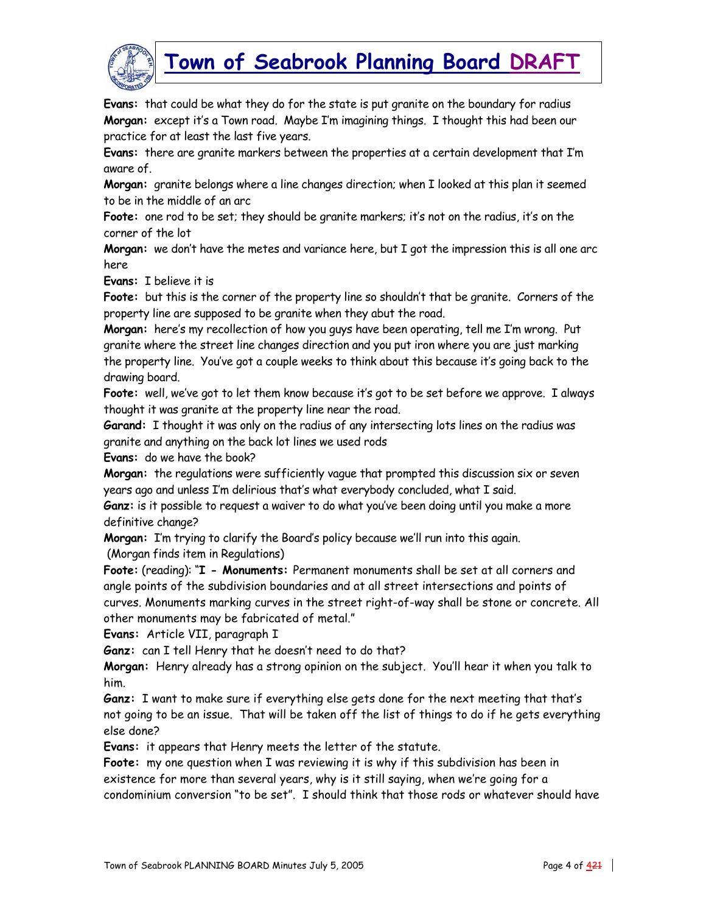**Evans:** that could be what they do for the state is put granite on the boundary for radius

**Morgan:** except it's a Town road. Maybe I'm imagining things. I thought this had been our practice for at least the last five years.

**Evans:** there are granite markers between the properties at a certain development that I'm aware of.

**Morgan:** granite belongs where a line changes direction; when I looked at this plan it seemed to be in the middle of an arc

**Foote:** one rod to be set; they should be granite markers; it's not on the radius, it's on the corner of the lot

**Morgan:** we don't have the metes and variance here, but I got the impression this is all one arc here

**Evans:** I believe it is

**Foote:** but this is the corner of the property line so shouldn't that be granite. Corners of the property line are supposed to be granite when they abut the road.

**Morgan:** here's my recollection of how you guys have been operating, tell me I'm wrong. Put granite where the street line changes direction and you put iron where you are just marking the property line. You've got a couple weeks to think about this because it's going back to the drawing board.

**Foote:** well, we've got to let them know because it's got to be set before we approve. I always thought it was granite at the property line near the road.

**Garand:** I thought it was only on the radius of any intersecting lots lines on the radius was granite and anything on the back lot lines we used rods

**Evans:** do we have the book?

**Morgan:** the regulations were sufficiently vague that prompted this discussion six or seven years ago and unless I'm delirious that's what everybody concluded, what I said.

**Ganz:** is it possible to request a waiver to do what you've been doing until you make a more definitive change?

**Morgan:** I'm trying to clarify the Board's policy because we'll run into this again.
(Morgan finds item in Regulations)

**Foote:** (reading): "**I - Monuments:** Permanent monuments shall be set at all corners and angle points of the subdivision boundaries and at all street intersections and points of curves. Monuments marking curves in the street right-of-way shall be stone or concrete. All other monuments may be fabricated of metal."

**Evans:** Article VII, paragraph I

**Ganz:** can I tell Henry that he doesn't need to do that?

**Morgan:** Henry already has a strong opinion on the subject. You'll hear it when you talk to him.

**Ganz:** I want to make sure if everything else gets done for the next meeting that that's not going to be an issue. That will be taken off the list of things to do if he gets everything else done?

**Evans:** it appears that Henry meets the letter of the statute.

**Foote:** my one question when I was reviewing it is why if this subdivision has been in existence for more than several years, why is it still saying, when we're going for a condominium conversion "to be set". I should think that those rods or whatever should have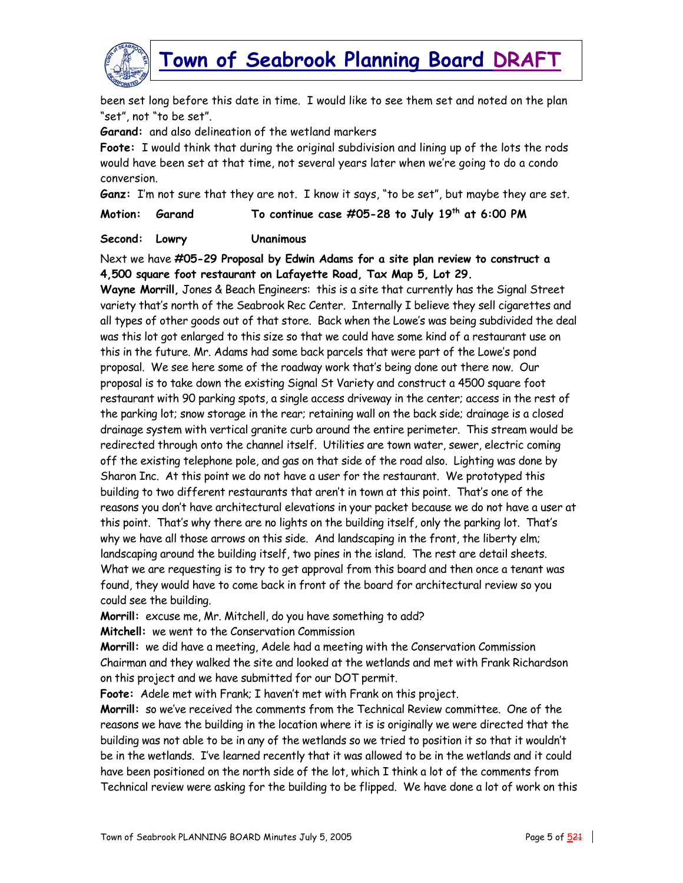been set long before this date in time. I would like to see them set and noted on the plan "set", not "to be set".

**Garand:** and also delineation of the wetland markers

**Foote:** I would think that during the original subdivision and lining up of the lots the rods would have been set at that time, not several years later when we're going to do a condo conversion.

**Ganz:** I'm not sure that they are not. I know it says, "to be set", but maybe they are set.

**Motion: Garand To continue case #05-28 to July 19th at 6:00 PM**

**Second: Lowry Unanimous**

Next we have **#05-29 Proposal by Edwin Adams for a site plan review to construct a 4,500 square foot restaurant on Lafayette Road, Tax Map 5, Lot 29.**

**Wayne Morrill,** Jones & Beach Engineers: this is a site that currently has the Signal Street variety that's north of the Seabrook Rec Center. Internally I believe they sell cigarettes and all types of other goods out of that store. Back when the Lowe's was being subdivided the deal was this lot got enlarged to this size so that we could have some kind of a restaurant use on this in the future. Mr. Adams had some back parcels that were part of the Lowe's pond proposal. We see here some of the roadway work that's being done out there now. Our proposal is to take down the existing Signal St Variety and construct a 4500 square foot restaurant with 90 parking spots, a single access driveway in the center; access in the rest of the parking lot; snow storage in the rear; retaining wall on the back side; drainage is a closed drainage system with vertical granite curb around the entire perimeter. This stream would be redirected through onto the channel itself. Utilities are town water, sewer, electric coming off the existing telephone pole, and gas on that side of the road also. Lighting was done by Sharon Inc. At this point we do not have a user for the restaurant. We prototyped this building to two different restaurants that aren't in town at this point. That's one of the reasons you don't have architectural elevations in your packet because we do not have a user at this point. That's why there are no lights on the building itself, only the parking lot. That's why we have all those arrows on this side. And landscaping in the front, the liberty elm; landscaping around the building itself, two pines in the island. The rest are detail sheets. What we are requesting is to try to get approval from this board and then once a tenant was found, they would have to come back in front of the board for architectural review so you could see the building.

**Morrill:** excuse me, Mr. Mitchell, do you have something to add?

**Mitchell:** we went to the Conservation Commission

**Morrill:** we did have a meeting, Adele had a meeting with the Conservation Commission Chairman and they walked the site and looked at the wetlands and met with Frank Richardson on this project and we have submitted for our DOT permit.

**Foote:** Adele met with Frank; I haven't met with Frank on this project.

**Morrill:** so we've received the comments from the Technical Review committee. One of the reasons we have the building in the location where it is is originally we were directed that the building was not able to be in any of the wetlands so we tried to position it so that it wouldn't be in the wetlands. I've learned recently that it was allowed to be in the wetlands and it could have been positioned on the north side of the lot, which I think a lot of the comments from Technical review were asking for the building to be flipped. We have done a lot of work on this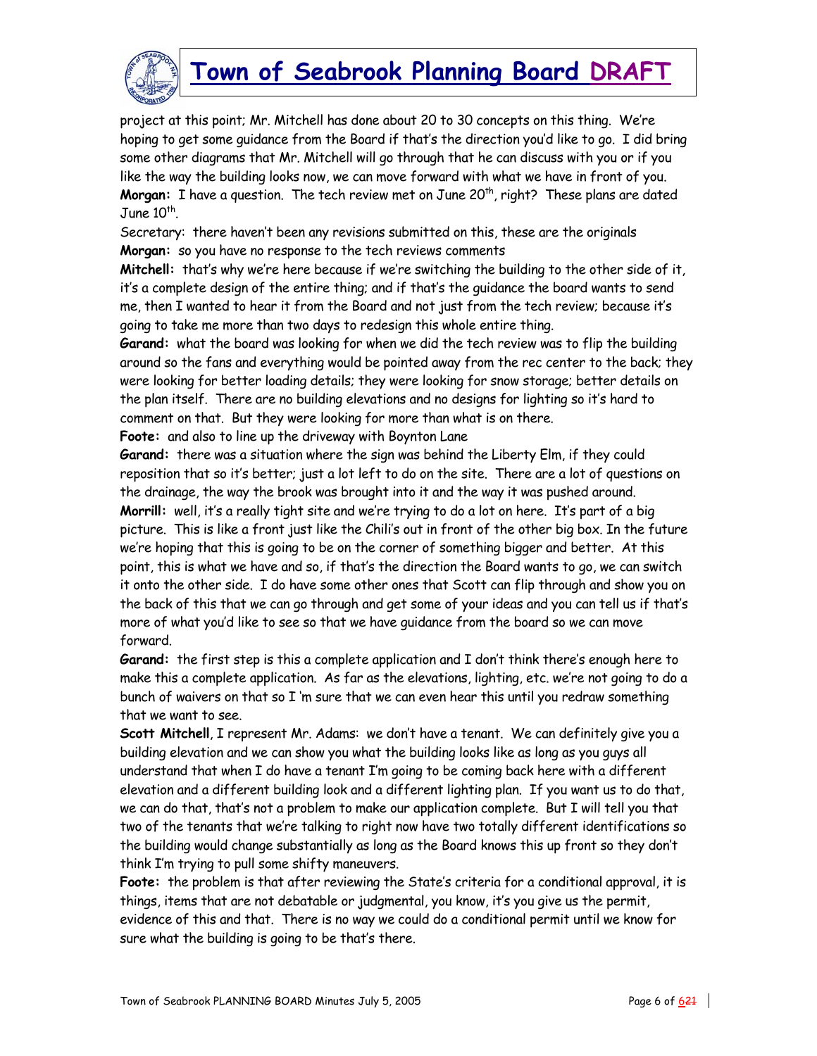project at this point; Mr. Mitchell has done about 20 to 30 concepts on this thing. We're hoping to get some guidance from the Board if that's the direction you'd like to go. I did bring some other diagrams that Mr. Mitchell will go through that he can discuss with you or if you like the way the building looks now, we can move forward with what we have in front of you.

**Morgan:** I have a question. The tech review met on June 20th, right? These plans are dated June 10th.

Secretary: there haven't been any revisions submitted on this, these are the originals

**Morgan:** so you have no response to the tech reviews comments

**Mitchell:** that's why we're here because if we're switching the building to the other side of it, it's a complete design of the entire thing; and if that's the guidance the board wants to send me, then I wanted to hear it from the Board and not just from the tech review; because it's going to take me more than two days to redesign this whole entire thing.

**Garand:** what the board was looking for when we did the tech review was to flip the building around so the fans and everything would be pointed away from the rec center to the back; they were looking for better loading details; they were looking for snow storage; better details on the plan itself. There are no building elevations and no designs for lighting so it's hard to comment on that. But they were looking for more than what is on there.

**Foote:** and also to line up the driveway with Boynton Lane

**Garand:** there was a situation where the sign was behind the Liberty Elm, if they could reposition that so it's better; just a lot left to do on the site. There are a lot of questions on the drainage, the way the brook was brought into it and the way it was pushed around.

**Morrill:** well, it's a really tight site and we're trying to do a lot on here. It's part of a big picture. This is like a front just like the Chili's out in front of the other big box. In the future we're hoping that this is going to be on the corner of something bigger and better. At this point, this is what we have and so, if that's the direction the Board wants to go, we can switch it onto the other side. I do have some other ones that Scott can flip through and show you on the back of this that we can go through and get some of your ideas and you can tell us if that's more of what you'd like to see so that we have guidance from the board so we can move forward.

**Garand:** the first step is this a complete application and I don't think there's enough here to make this a complete application. As far as the elevations, lighting, etc. we're not going to do a bunch of waivers on that so I 'm sure that we can even hear this until you redraw something that we want to see.

**Scott Mitchell**, I represent Mr. Adams: we don't have a tenant. We can definitely give you a building elevation and we can show you what the building looks like as long as you guys all understand that when I do have a tenant I'm going to be coming back here with a different elevation and a different building look and a different lighting plan. If you want us to do that, we can do that, that's not a problem to make our application complete. But I will tell you that two of the tenants that we're talking to right now have two totally different identifications so the building would change substantially as long as the Board knows this up front so they don't think I'm trying to pull some shifty maneuvers.

**Foote:** the problem is that after reviewing the State's criteria for a conditional approval, it is things, items that are not debatable or judgmental, you know, it's you give us the permit, evidence of this and that. There is no way we could do a conditional permit until we know for sure what the building is going to be that's there.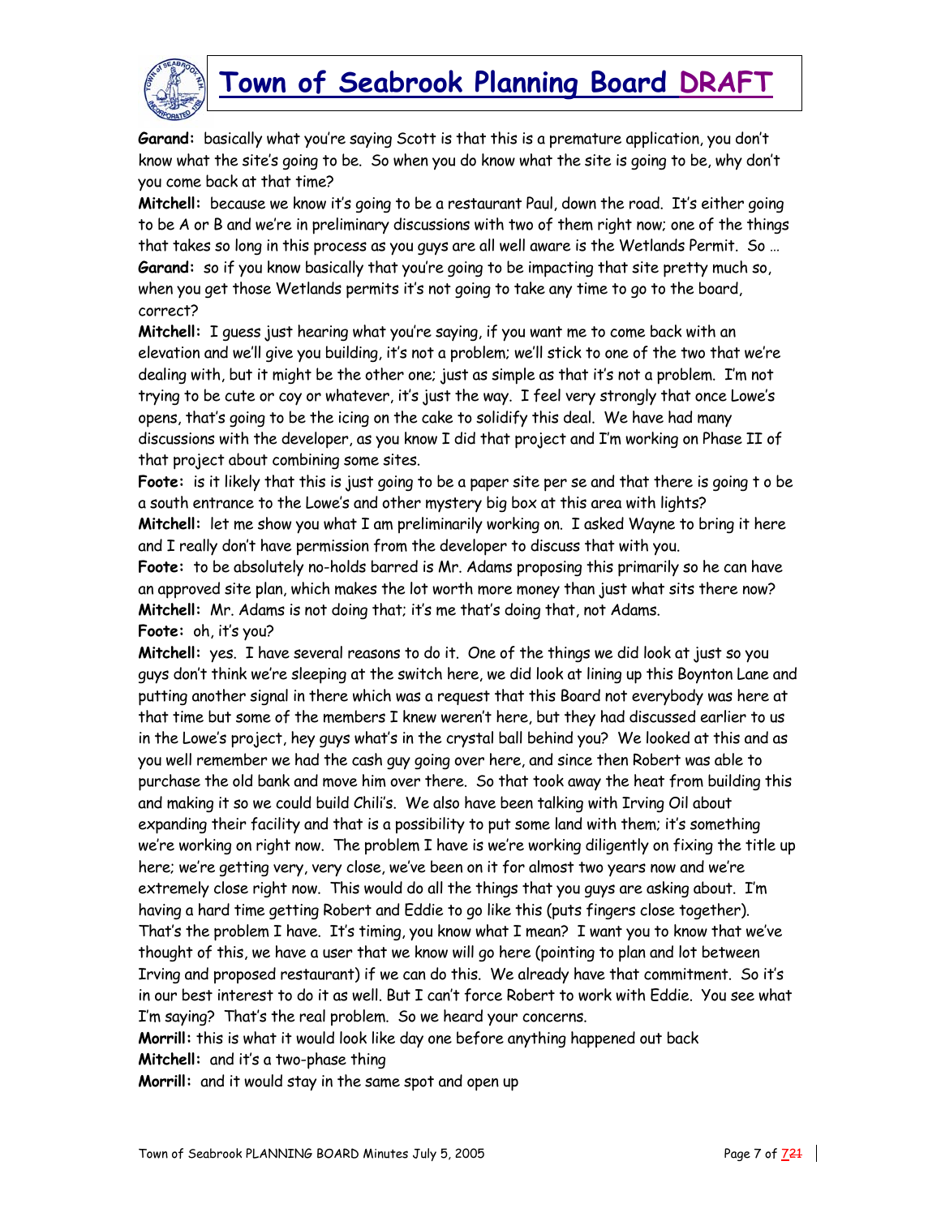**Garand:** basically what you're saying Scott is that this is a premature application, you don't know what the site's going to be. So when you do know what the site is going to be, why don't you come back at that time?

**Mitchell:** because we know it's going to be a restaurant Paul, down the road. It's either going to be A or B and we're in preliminary discussions with two of them right now; one of the things that takes so long in this process as you guys are all well aware is the Wetlands Permit. So …

**Garand:** so if you know basically that you're going to be impacting that site pretty much so, when you get those Wetlands permits it's not going to take any time to go to the board, correct?

**Mitchell:** I guess just hearing what you're saying, if you want me to come back with an elevation and we'll give you building, it's not a problem; we'll stick to one of the two that we're dealing with, but it might be the other one; just as simple as that it's not a problem. I'm not trying to be cute or coy or whatever, it's just the way. I feel very strongly that once Lowe's opens, that's going to be the icing on the cake to solidify this deal. We have had many discussions with the developer, as you know I did that project and I'm working on Phase II of that project about combining some sites.

**Foote:** is it likely that this is just going to be a paper site per se and that there is going t o be a south entrance to the Lowe's and other mystery big box at this area with lights?

**Mitchell:** let me show you what I am preliminarily working on. I asked Wayne to bring it here and I really don't have permission from the developer to discuss that with you.

**Foote:** to be absolutely no-holds barred is Mr. Adams proposing this primarily so he can have an approved site plan, which makes the lot worth more money than just what sits there now?

**Mitchell:** Mr. Adams is not doing that; it's me that's doing that, not Adams.

**Foote:** oh, it's you?

**Mitchell:** yes. I have several reasons to do it. One of the things we did look at just so you guys don't think we're sleeping at the switch here, we did look at lining up this Boynton Lane and putting another signal in there which was a request that this Board not everybody was here at that time but some of the members I knew weren't here, but they had discussed earlier to us in the Lowe's project, hey guys what's in the crystal ball behind you? We looked at this and as you well remember we had the cash guy going over here, and since then Robert was able to purchase the old bank and move him over there. So that took away the heat from building this and making it so we could build Chili's. We also have been talking with Irving Oil about expanding their facility and that is a possibility to put some land with them; it's something we're working on right now. The problem I have is we're working diligently on fixing the title up here; we're getting very, very close, we've been on it for almost two years now and we're extremely close right now. This would do all the things that you guys are asking about. I'm having a hard time getting Robert and Eddie to go like this (puts fingers close together). That's the problem I have. It's timing, you know what I mean? I want you to know that we've thought of this, we have a user that we know will go here (pointing to plan and lot between Irving and proposed restaurant) if we can do this. We already have that commitment. So it's in our best interest to do it as well. But I can't force Robert to work with Eddie. You see what I'm saying? That's the real problem. So we heard your concerns.

**Morrill:** this is what it would look like day one before anything happened out back

**Mitchell:** and it's a two-phase thing

**Morrill:** and it would stay in the same spot and open up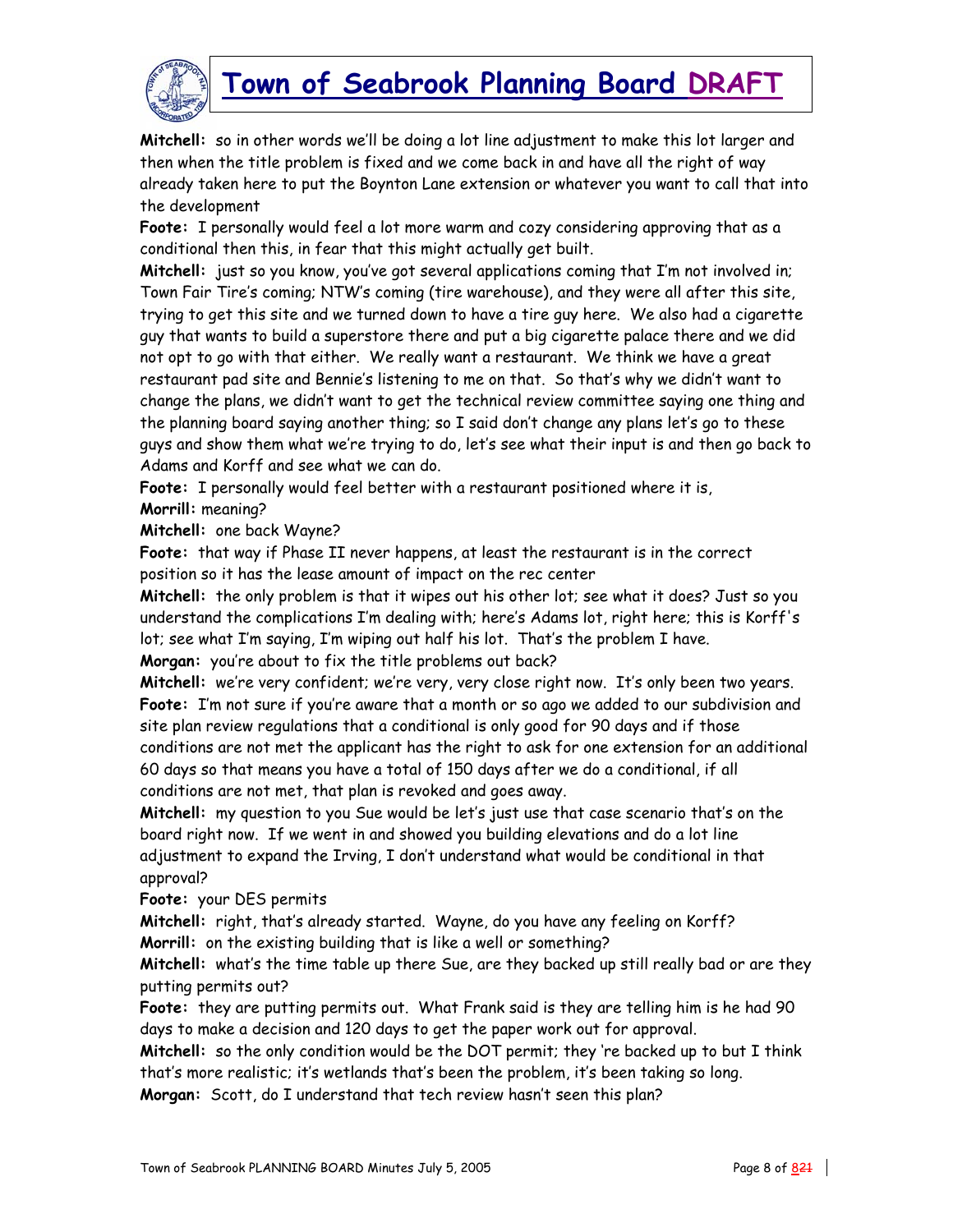**Mitchell:** so in other words we'll be doing a lot line adjustment to make this lot larger and then when the title problem is fixed and we come back in and have all the right of way already taken here to put the Boynton Lane extension or whatever you want to call that into the development

**Foote:** I personally would feel a lot more warm and cozy considering approving that as a conditional then this, in fear that this might actually get built.

**Mitchell:** just so you know, you've got several applications coming that I'm not involved in; Town Fair Tire's coming; NTW's coming (tire warehouse), and they were all after this site, trying to get this site and we turned down to have a tire guy here. We also had a cigarette guy that wants to build a superstore there and put a big cigarette palace there and we did not opt to go with that either. We really want a restaurant. We think we have a great restaurant pad site and Bennie's listening to me on that. So that's why we didn't want to change the plans, we didn't want to get the technical review committee saying one thing and the planning board saying another thing; so I said don't change any plans let's go to these guys and show them what we're trying to do, let's see what their input is and then go back to Adams and Korff and see what we can do.

**Foote:** I personally would feel better with a restaurant positioned where it is,

**Morrill:** meaning?

**Mitchell:** one back Wayne?

**Foote:** that way if Phase II never happens, at least the restaurant is in the correct position so it has the lease amount of impact on the rec center

**Mitchell:** the only problem is that it wipes out his other lot; see what it does? Just so you understand the complications I'm dealing with; here's Adams lot, right here; this is Korff's lot; see what I'm saying, I'm wiping out half his lot. That's the problem I have.

**Morgan:** you're about to fix the title problems out back?

**Mitchell:** we're very confident; we're very, very close right now. It's only been two years.

**Foote:** I'm not sure if you're aware that a month or so ago we added to our subdivision and site plan review regulations that a conditional is only good for 90 days and if those conditions are not met the applicant has the right to ask for one extension for an additional 60 days so that means you have a total of 150 days after we do a conditional, if all conditions are not met, that plan is revoked and goes away.

**Mitchell:** my question to you Sue would be let's just use that case scenario that's on the board right now. If we went in and showed you building elevations and do a lot line adjustment to expand the Irving, I don't understand what would be conditional in that approval?

**Foote:** your DES permits

**Mitchell:** right, that's already started. Wayne, do you have any feeling on Korff?

**Morrill:** on the existing building that is like a well or something?

**Mitchell:** what's the time table up there Sue, are they backed up still really bad or are they putting permits out?

**Foote:** they are putting permits out. What Frank said is they are telling him is he had 90 days to make a decision and 120 days to get the paper work out for approval.

**Mitchell:** so the only condition would be the DOT permit; they 're backed up to but I think that's more realistic; it's wetlands that's been the problem, it's been taking so long.

**Morgan:** Scott, do I understand that tech review hasn't seen this plan?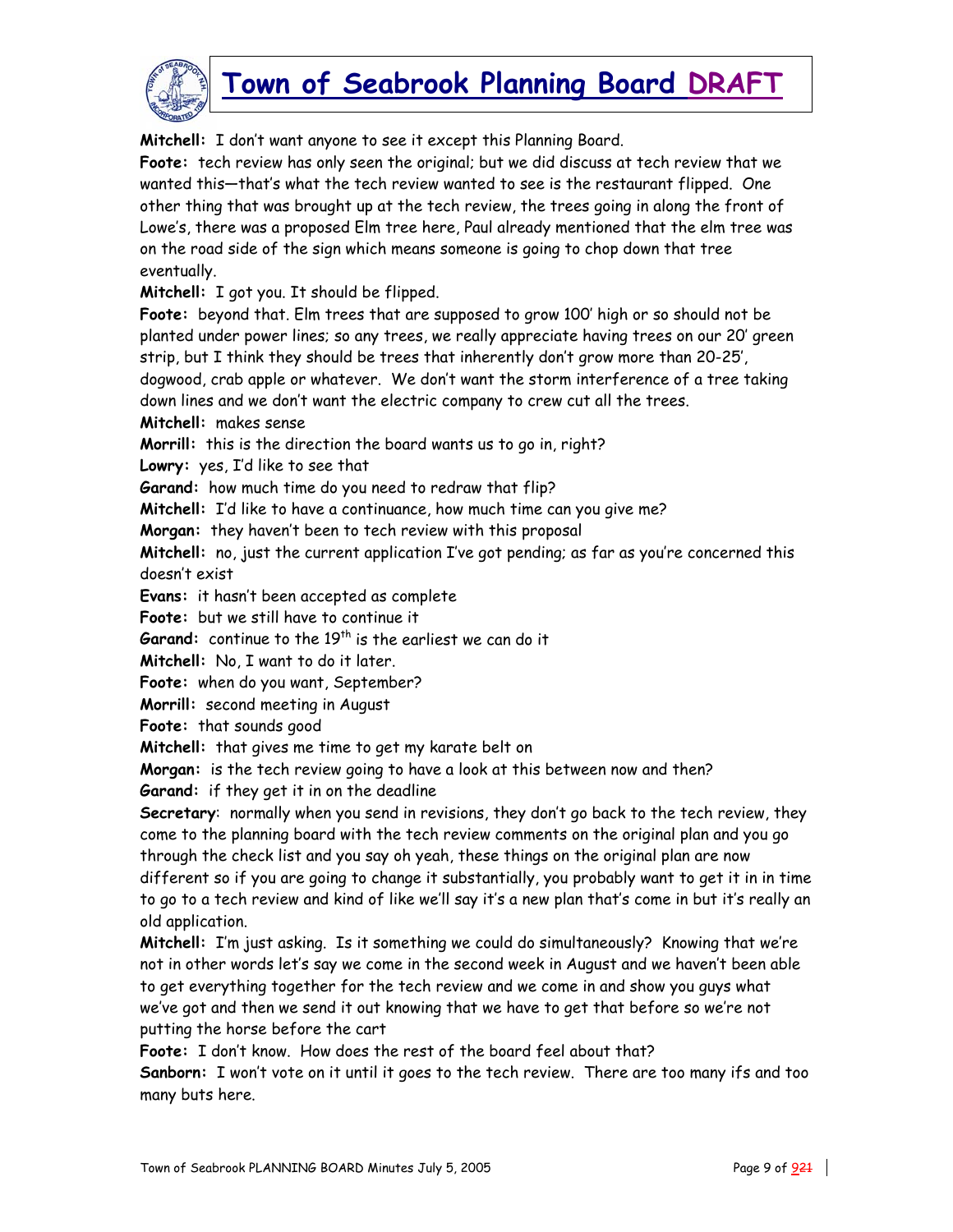**Mitchell:** I don't want anyone to see it except this Planning Board.

**Foote:** tech review has only seen the original; but we did discuss at tech review that we wanted this—that's what the tech review wanted to see is the restaurant flipped. One other thing that was brought up at the tech review, the trees going in along the front of Lowe's, there was a proposed Elm tree here, Paul already mentioned that the elm tree was on the road side of the sign which means someone is going to chop down that tree eventually.

**Mitchell:** I got you. It should be flipped.

**Foote:** beyond that. Elm trees that are supposed to grow 100' high or so should not be planted under power lines; so any trees, we really appreciate having trees on our 20' green strip, but I think they should be trees that inherently don't grow more than 20-25', dogwood, crab apple or whatever. We don't want the storm interference of a tree taking down lines and we don't want the electric company to crew cut all the trees.

**Mitchell:** makes sense

**Morrill:** this is the direction the board wants us to go in, right?

**Lowry:** yes, I'd like to see that

**Garand:** how much time do you need to redraw that flip?

**Mitchell:** I'd like to have a continuance, how much time can you give me?

**Morgan:** they haven't been to tech review with this proposal

**Mitchell:** no, just the current application I've got pending; as far as you're concerned this doesn't exist

**Evans:** it hasn't been accepted as complete

**Foote:** but we still have to continue it

**Garand:** continue to the 19th is the earliest we can do it

**Mitchell:** No, I want to do it later.

**Foote:** when do you want, September?

**Morrill:** second meeting in August

**Foote:** that sounds good

**Mitchell:** that gives me time to get my karate belt on

**Morgan:** is the tech review going to have a look at this between now and then?

**Garand:** if they get it in on the deadline

**Secretary**: normally when you send in revisions, they don't go back to the tech review, they come to the planning board with the tech review comments on the original plan and you go through the check list and you say oh yeah, these things on the original plan are now different so if you are going to change it substantially, you probably want to get it in in time to go to a tech review and kind of like we'll say it's a new plan that's come in but it's really an old application.

**Mitchell:** I'm just asking. Is it something we could do simultaneously? Knowing that we're not in other words let's say we come in the second week in August and we haven't been able to get everything together for the tech review and we come in and show you guys what we've got and then we send it out knowing that we have to get that before so we're not putting the horse before the cart

**Foote:** I don't know. How does the rest of the board feel about that?

**Sanborn:** I won't vote on it until it goes to the tech review. There are too many ifs and too many buts here.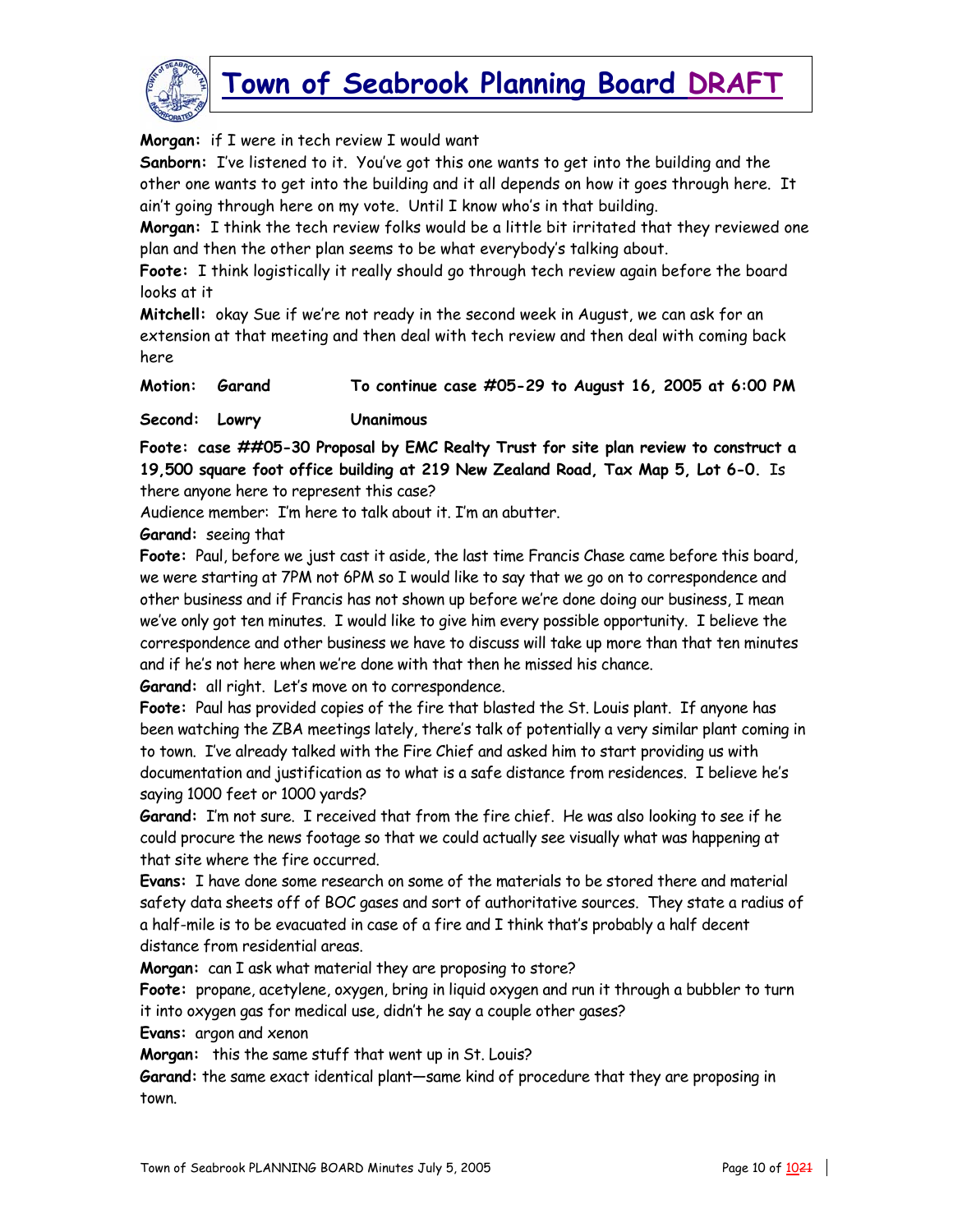**Morgan:** if I were in tech review I would want

**Sanborn:** I've listened to it. You've got this one wants to get into the building and the other one wants to get into the building and it all depends on how it goes through here. It ain't going through here on my vote. Until I know who's in that building.

**Morgan:** I think the tech review folks would be a little bit irritated that they reviewed one plan and then the other plan seems to be what everybody's talking about.

**Foote:** I think logistically it really should go through tech review again before the board looks at it

**Mitchell:** okay Sue if we're not ready in the second week in August, we can ask for an extension at that meeting and then deal with tech review and then deal with coming back here

**Motion: Garand To continue case #05-29 to August 16, 2005 at 6:00 PM**

**Second: Lowry Unanimous**

**Foote: case ##05-30 Proposal by EMC Realty Trust for site plan review to construct a 19,500 square foot office building at 219 New Zealand Road, Tax Map 5, Lot 6-0.** Is there anyone here to represent this case?

Audience member: I'm here to talk about it. I'm an abutter.

**Garand:** seeing that

**Foote:** Paul, before we just cast it aside, the last time Francis Chase came before this board, we were starting at 7PM not 6PM so I would like to say that we go on to correspondence and other business and if Francis has not shown up before we're done doing our business, I mean we've only got ten minutes. I would like to give him every possible opportunity. I believe the correspondence and other business we have to discuss will take up more than that ten minutes and if he's not here when we're done with that then he missed his chance.

**Garand:** all right. Let's move on to correspondence.

**Foote:** Paul has provided copies of the fire that blasted the St. Louis plant. If anyone has been watching the ZBA meetings lately, there's talk of potentially a very similar plant coming in to town. I've already talked with the Fire Chief and asked him to start providing us with documentation and justification as to what is a safe distance from residences. I believe he's saying 1000 feet or 1000 yards?

**Garand:** I'm not sure. I received that from the fire chief. He was also looking to see if he could procure the news footage so that we could actually see visually what was happening at that site where the fire occurred.

**Evans:** I have done some research on some of the materials to be stored there and material safety data sheets off of BOC gases and sort of authoritative sources. They state a radius of a half-mile is to be evacuated in case of a fire and I think that's probably a half decent distance from residential areas.

**Morgan:** can I ask what material they are proposing to store?

**Foote:** propane, acetylene, oxygen, bring in liquid oxygen and run it through a bubbler to turn it into oxygen gas for medical use, didn't he say a couple other gases?

**Evans:** argon and xenon

**Morgan:** this the same stuff that went up in St. Louis?

**Garand:** the same exact identical plant—same kind of procedure that they are proposing in town.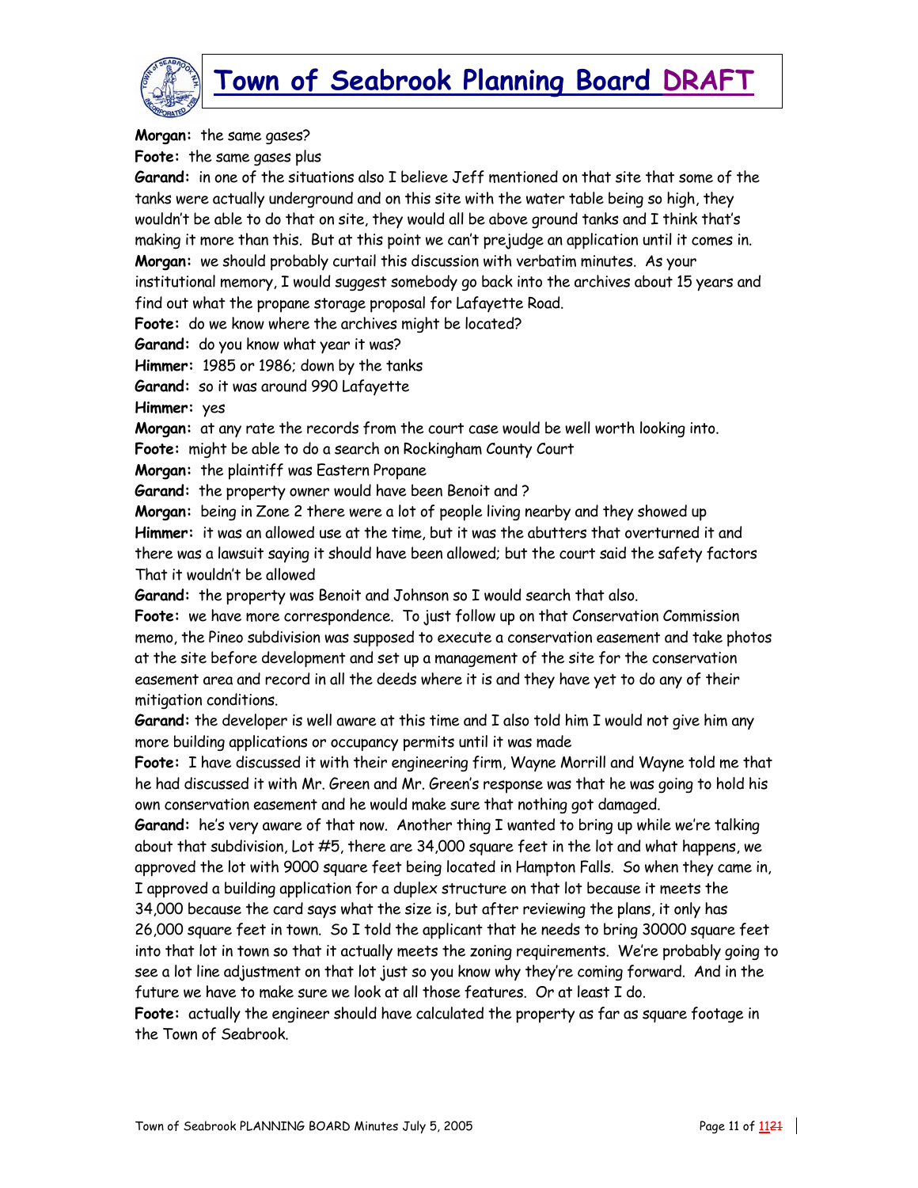**Morgan:** the same gases?

**Foote:** the same gases plus

**Garand:** in one of the situations also I believe Jeff mentioned on that site that some of the tanks were actually underground and on this site with the water table being so high, they wouldn't be able to do that on site, they would all be above ground tanks and I think that's making it more than this. But at this point we can't prejudge an application until it comes in.

**Morgan:** we should probably curtail this discussion with verbatim minutes. As your institutional memory, I would suggest somebody go back into the archives about 15 years and find out what the propane storage proposal for Lafayette Road.

**Foote:** do we know where the archives might be located?

**Garand:** do you know what year it was?

**Himmer:** 1985 or 1986; down by the tanks

**Garand:** so it was around 990 Lafayette

**Himmer:** yes

**Morgan:** at any rate the records from the court case would be well worth looking into.

**Foote:** might be able to do a search on Rockingham County Court

**Morgan:** the plaintiff was Eastern Propane

**Garand:** the property owner would have been Benoit and ?

**Morgan:** being in Zone 2 there were a lot of people living nearby and they showed up

**Himmer:** it was an allowed use at the time, but it was the abutters that overturned it and there was a lawsuit saying it should have been allowed; but the court said the safety factors That it wouldn't be allowed

**Garand:** the property was Benoit and Johnson so I would search that also.

**Foote:** we have more correspondence. To just follow up on that Conservation Commission memo, the Pineo subdivision was supposed to execute a conservation easement and take photos at the site before development and set up a management of the site for the conservation easement area and record in all the deeds where it is and they have yet to do any of their mitigation conditions.

**Garand:** the developer is well aware at this time and I also told him I would not give him any more building applications or occupancy permits until it was made

**Foote:** I have discussed it with their engineering firm, Wayne Morrill and Wayne told me that he had discussed it with Mr. Green and Mr. Green's response was that he was going to hold his own conservation easement and he would make sure that nothing got damaged.

**Garand:** he's very aware of that now. Another thing I wanted to bring up while we're talking about that subdivision, Lot #5, there are 34,000 square feet in the lot and what happens, we approved the lot with 9000 square feet being located in Hampton Falls. So when they came in, I approved a building application for a duplex structure on that lot because it meets the 34,000 because the card says what the size is, but after reviewing the plans, it only has 26,000 square feet in town. So I told the applicant that he needs to bring 30000 square feet into that lot in town so that it actually meets the zoning requirements. We're probably going to see a lot line adjustment on that lot just so you know why they're coming forward. And in the future we have to make sure we look at all those features. Or at least I do.

**Foote:** actually the engineer should have calculated the property as far as square footage in the Town of Seabrook.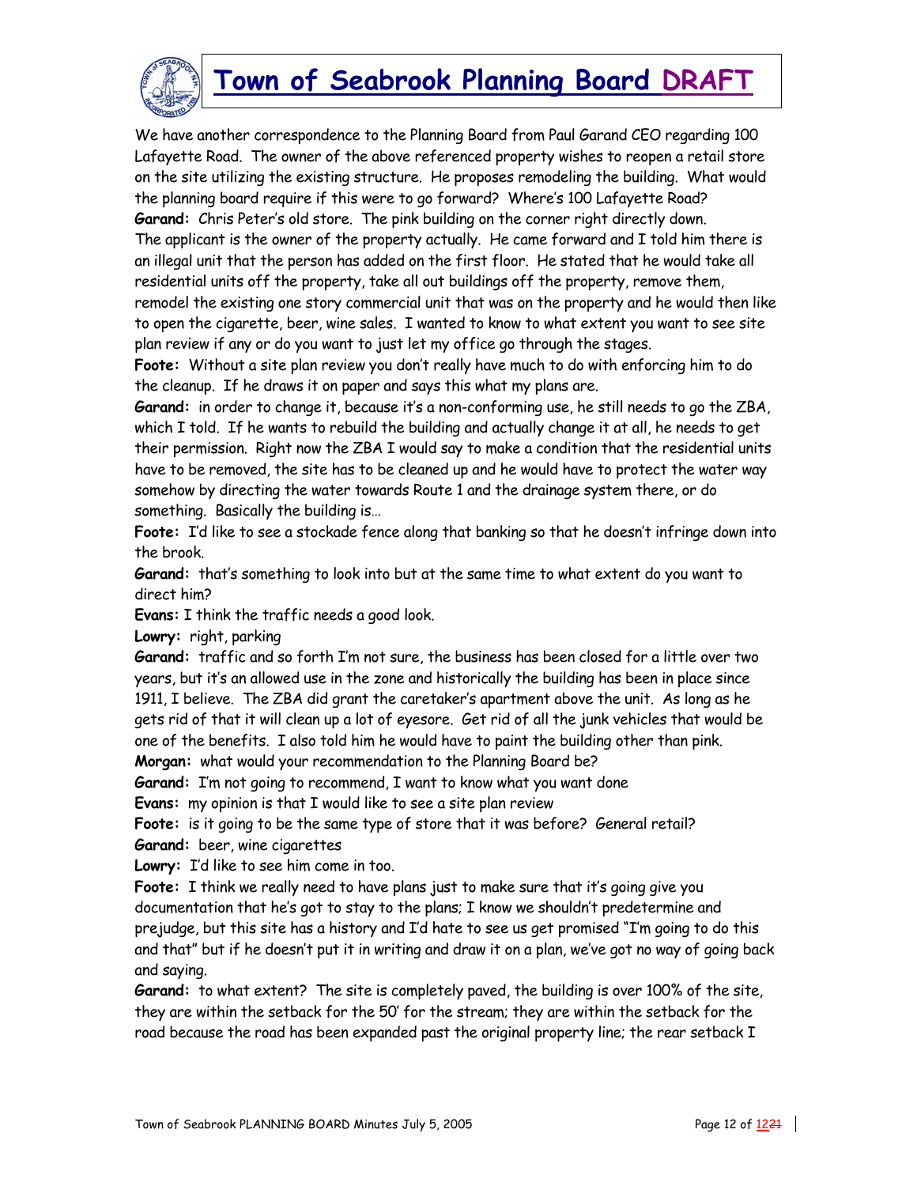We have another correspondence to the Planning Board from Paul Garand CEO regarding 100 Lafayette Road. The owner of the above referenced property wishes to reopen a retail store on the site utilizing the existing structure. He proposes remodeling the building. What would the planning board require if this were to go forward? Where's 100 Lafayette Road?

**Garand:** Chris Peter's old store. The pink building on the corner right directly down. The applicant is the owner of the property actually. He came forward and I told him there is an illegal unit that the person has added on the first floor. He stated that he would take all residential units off the property, take all out buildings off the property, remove them, remodel the existing one story commercial unit that was on the property and he would then like to open the cigarette, beer, wine sales. I wanted to know to what extent you want to see site plan review if any or do you want to just let my office go through the stages.

**Foote:** Without a site plan review you don't really have much to do with enforcing him to do the cleanup. If he draws it on paper and says this what my plans are.

**Garand:** in order to change it, because it's a non-conforming use, he still needs to go the ZBA, which I told. If he wants to rebuild the building and actually change it at all, he needs to get their permission. Right now the ZBA I would say to make a condition that the residential units have to be removed, the site has to be cleaned up and he would have to protect the water way somehow by directing the water towards Route 1 and the drainage system there, or do something. Basically the building is…

**Foote:** I'd like to see a stockade fence along that banking so that he doesn't infringe down into the brook.

**Garand:** that's something to look into but at the same time to what extent do you want to direct him?

**Evans:** I think the traffic needs a good look.

**Lowry:** right, parking

**Garand:** traffic and so forth I'm not sure, the business has been closed for a little over two years, but it's an allowed use in the zone and historically the building has been in place since 1911, I believe. The ZBA did grant the caretaker's apartment above the unit. As long as he gets rid of that it will clean up a lot of eyesore. Get rid of all the junk vehicles that would be one of the benefits. I also told him he would have to paint the building other than pink.

**Morgan:** what would your recommendation to the Planning Board be?

**Garand:** I'm not going to recommend, I want to know what you want done

**Evans:** my opinion is that I would like to see a site plan review

**Foote:** is it going to be the same type of store that it was before? General retail?

**Garand:** beer, wine cigarettes

**Lowry:** I'd like to see him come in too.

**Foote:** I think we really need to have plans just to make sure that it's going give you documentation that he's got to stay to the plans; I know we shouldn't predetermine and prejudge, but this site has a history and I'd hate to see us get promised "I'm going to do this and that" but if he doesn't put it in writing and draw it on a plan, we've got no way of going back and saying.

**Garand:** to what extent? The site is completely paved, the building is over 100% of the site, they are within the setback for the 50' for the stream; they are within the setback for the road because the road has been expanded past the original property line; the rear setback I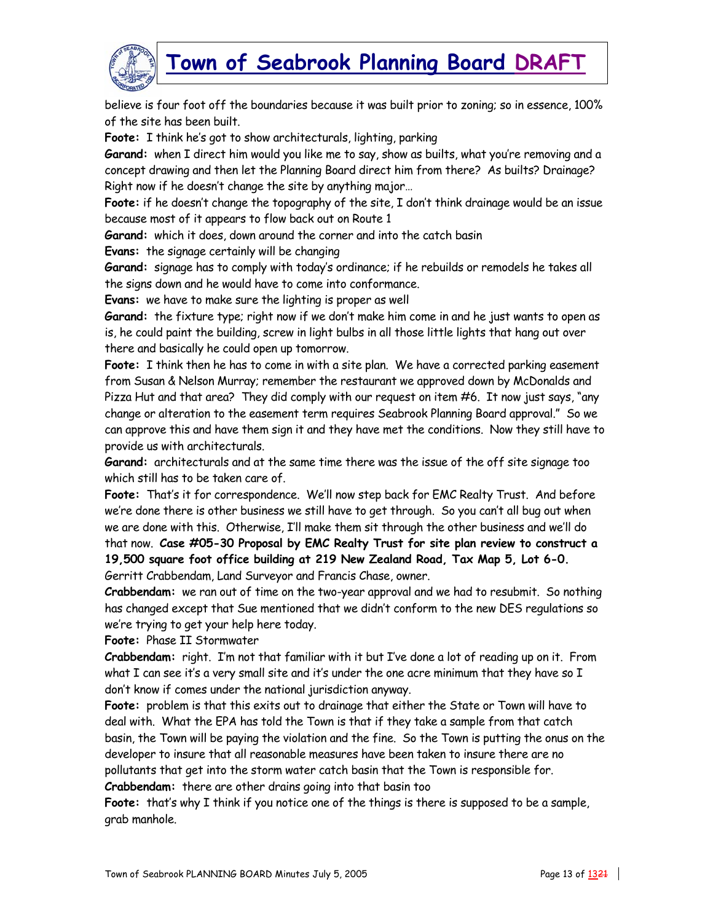believe is four foot off the boundaries because it was built prior to zoning; so in essence, 100% of the site has been built.

**Foote:** I think he's got to show architecturals, lighting, parking

**Garand:** when I direct him would you like me to say, show as builts, what you're removing and a concept drawing and then let the Planning Board direct him from there? As builts? Drainage? Right now if he doesn't change the site by anything major…

**Foote:** if he doesn't change the topography of the site, I don't think drainage would be an issue because most of it appears to flow back out on Route 1

**Garand:** which it does, down around the corner and into the catch basin

**Evans:** the signage certainly will be changing

**Garand:** signage has to comply with today's ordinance; if he rebuilds or remodels he takes all the signs down and he would have to come into conformance.

**Evans:** we have to make sure the lighting is proper as well

**Garand:** the fixture type; right now if we don't make him come in and he just wants to open as is, he could paint the building, screw in light bulbs in all those little lights that hang out over there and basically he could open up tomorrow.

**Foote:** I think then he has to come in with a site plan. We have a corrected parking easement from Susan & Nelson Murray; remember the restaurant we approved down by McDonalds and Pizza Hut and that area? They did comply with our request on item #6. It now just says, "any change or alteration to the easement term requires Seabrook Planning Board approval." So we can approve this and have them sign it and they have met the conditions. Now they still have to provide us with architecturals.

**Garand:** architecturals and at the same time there was the issue of the off site signage too which still has to be taken care of.

**Foote:** That's it for correspondence. We'll now step back for EMC Realty Trust. And before we're done there is other business we still have to get through. So you can't all bug out when we are done with this. Otherwise, I'll make them sit through the other business and we'll do that now. **Case #05-30 Proposal by EMC Realty Trust for site plan review to construct a 19,500 square foot office building at 219 New Zealand Road, Tax Map 5, Lot 6-0.** Gerritt Crabbendam, Land Surveyor and Francis Chase, owner.

**Crabbendam:** we ran out of time on the two-year approval and we had to resubmit. So nothing has changed except that Sue mentioned that we didn't conform to the new DES regulations so we're trying to get your help here today.

**Foote:** Phase II Stormwater

**Crabbendam:** right. I'm not that familiar with it but I've done a lot of reading up on it. From what I can see it's a very small site and it's under the one acre minimum that they have so I don't know if comes under the national jurisdiction anyway.

**Foote:** problem is that this exits out to drainage that either the State or Town will have to deal with. What the EPA has told the Town is that if they take a sample from that catch basin, the Town will be paying the violation and the fine. So the Town is putting the onus on the developer to insure that all reasonable measures have been taken to insure there are no pollutants that get into the storm water catch basin that the Town is responsible for.

**Crabbendam:** there are other drains going into that basin too

**Foote:** that's why I think if you notice one of the things is there is supposed to be a sample, grab manhole.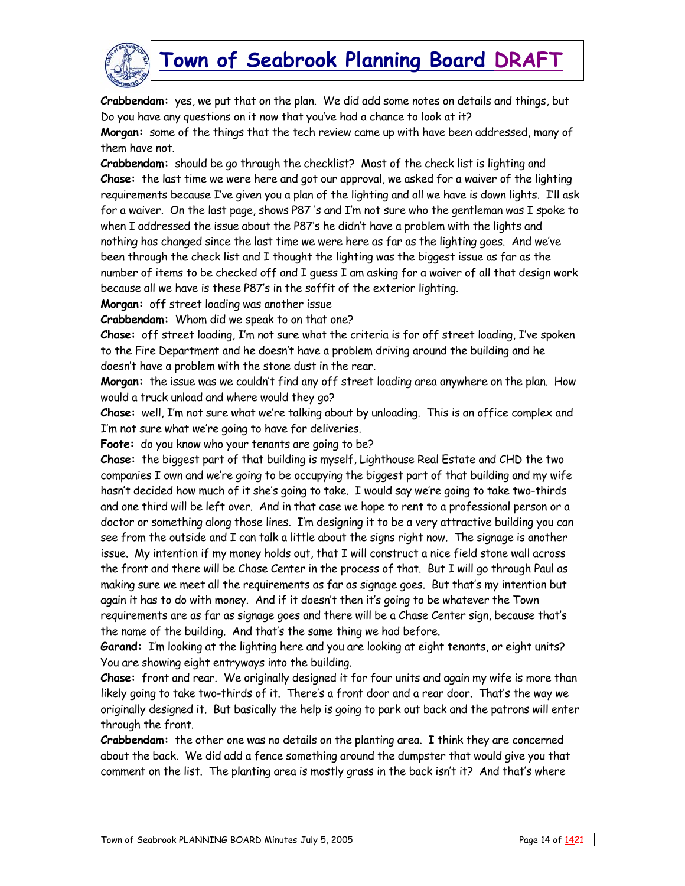**Crabbendam:** yes, we put that on the plan. We did add some notes on details and things, but Do you have any questions on it now that you've had a chance to look at it?

**Morgan:** some of the things that the tech review came up with have been addressed, many of them have not.

**Crabbendam:** should be go through the checklist? Most of the check list is lighting and

**Chase:** the last time we were here and got our approval, we asked for a waiver of the lighting requirements because I've given you a plan of the lighting and all we have is down lights. I'll ask for a waiver. On the last page, shows P87 's and I'm not sure who the gentleman was I spoke to when I addressed the issue about the P87's he didn't have a problem with the lights and nothing has changed since the last time we were here as far as the lighting goes. And we've been through the check list and I thought the lighting was the biggest issue as far as the number of items to be checked off and I guess I am asking for a waiver of all that design work because all we have is these P87's in the soffit of the exterior lighting.

**Morgan:** off street loading was another issue

**Crabbendam:** Whom did we speak to on that one?

**Chase:** off street loading, I'm not sure what the criteria is for off street loading, I've spoken to the Fire Department and he doesn't have a problem driving around the building and he doesn't have a problem with the stone dust in the rear.

**Morgan:** the issue was we couldn't find any off street loading area anywhere on the plan. How would a truck unload and where would they go?

**Chase:** well, I'm not sure what we're talking about by unloading. This is an office complex and I'm not sure what we're going to have for deliveries.

**Foote:** do you know who your tenants are going to be?

**Chase:** the biggest part of that building is myself, Lighthouse Real Estate and CHD the two companies I own and we're going to be occupying the biggest part of that building and my wife hasn't decided how much of it she's going to take. I would say we're going to take two-thirds and one third will be left over. And in that case we hope to rent to a professional person or a doctor or something along those lines. I'm designing it to be a very attractive building you can see from the outside and I can talk a little about the signs right now. The signage is another issue. My intention if my money holds out, that I will construct a nice field stone wall across the front and there will be Chase Center in the process of that. But I will go through Paul as making sure we meet all the requirements as far as signage goes. But that's my intention but again it has to do with money. And if it doesn't then it's going to be whatever the Town requirements are as far as signage goes and there will be a Chase Center sign, because that's the name of the building. And that's the same thing we had before.

**Garand:** I'm looking at the lighting here and you are looking at eight tenants, or eight units? You are showing eight entryways into the building.

**Chase:** front and rear. We originally designed it for four units and again my wife is more than likely going to take two-thirds of it. There's a front door and a rear door. That's the way we originally designed it. But basically the help is going to park out back and the patrons will enter through the front.

**Crabbendam:** the other one was no details on the planting area. I think they are concerned about the back. We did add a fence something around the dumpster that would give you that comment on the list. The planting area is mostly grass in the back isn't it? And that's where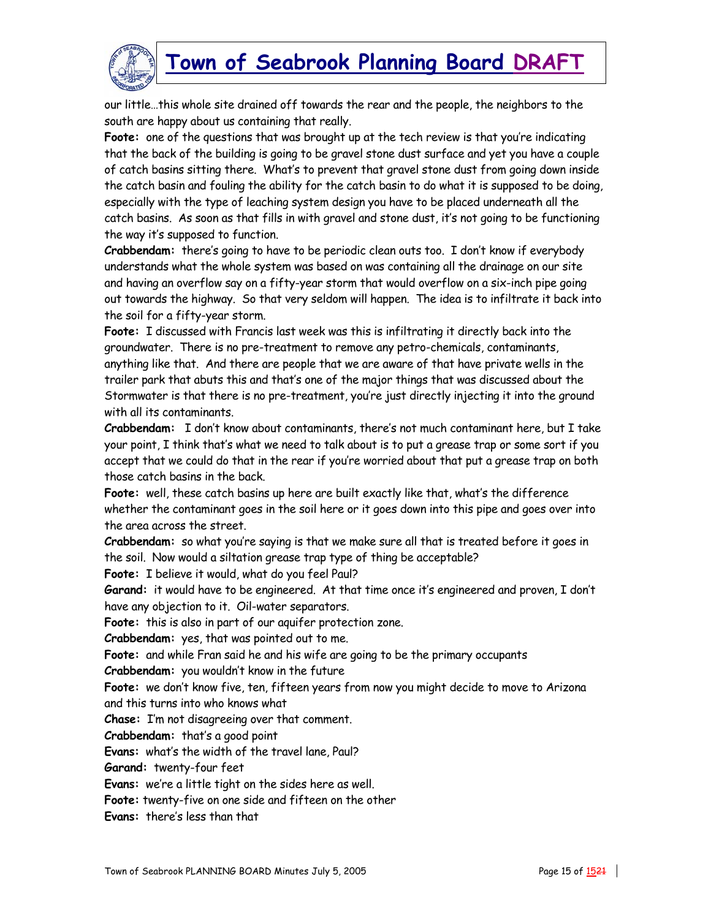our little…this whole site drained off towards the rear and the people, the neighbors to the south are happy about us containing that really.

**Foote:** one of the questions that was brought up at the tech review is that you're indicating that the back of the building is going to be gravel stone dust surface and yet you have a couple of catch basins sitting there. What's to prevent that gravel stone dust from going down inside the catch basin and fouling the ability for the catch basin to do what it is supposed to be doing, especially with the type of leaching system design you have to be placed underneath all the catch basins. As soon as that fills in with gravel and stone dust, it's not going to be functioning the way it's supposed to function.

**Crabbendam:** there's going to have to be periodic clean outs too. I don't know if everybody understands what the whole system was based on was containing all the drainage on our site and having an overflow say on a fifty-year storm that would overflow on a six-inch pipe going out towards the highway. So that very seldom will happen. The idea is to infiltrate it back into the soil for a fifty-year storm.

**Foote:** I discussed with Francis last week was this is infiltrating it directly back into the groundwater. There is no pre-treatment to remove any petro-chemicals, contaminants, anything like that. And there are people that we are aware of that have private wells in the trailer park that abuts this and that's one of the major things that was discussed about the Stormwater is that there is no pre-treatment, you're just directly injecting it into the ground with all its contaminants.

**Crabbendam:** I don't know about contaminants, there's not much contaminant here, but I take your point, I think that's what we need to talk about is to put a grease trap or some sort if you accept that we could do that in the rear if you're worried about that put a grease trap on both those catch basins in the back.

**Foote:** well, these catch basins up here are built exactly like that, what's the difference whether the contaminant goes in the soil here or it goes down into this pipe and goes over into the area across the street.

**Crabbendam:** so what you're saying is that we make sure all that is treated before it goes in the soil. Now would a siltation grease trap type of thing be acceptable?

**Foote:** I believe it would, what do you feel Paul?

**Garand:** it would have to be engineered. At that time once it's engineered and proven, I don't have any objection to it. Oil-water separators.

**Foote:** this is also in part of our aquifer protection zone.

**Crabbendam:** yes, that was pointed out to me.

**Foote:** and while Fran said he and his wife are going to be the primary occupants

**Crabbendam:** you wouldn't know in the future

**Foote:** we don't know five, ten, fifteen years from now you might decide to move to Arizona and this turns into who knows what

**Chase:** I'm not disagreeing over that comment.

**Crabbendam:** that's a good point

**Evans:** what's the width of the travel lane, Paul?

**Garand:** twenty-four feet

**Evans:** we're a little tight on the sides here as well.

**Foote:** twenty-five on one side and fifteen on the other

**Evans:** there's less than that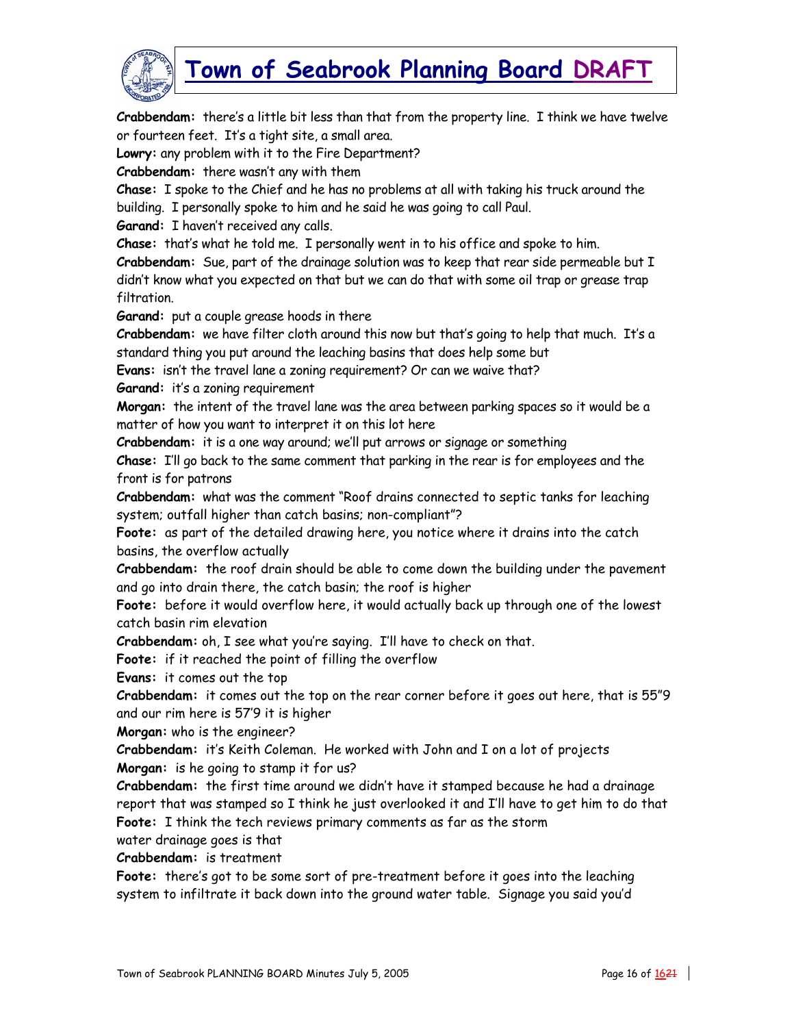**Crabbendam:** there's a little bit less than that from the property line. I think we have twelve or fourteen feet. It's a tight site, a small area.

**Lowry:** any problem with it to the Fire Department?

**Crabbendam:** there wasn't any with them

**Chase:** I spoke to the Chief and he has no problems at all with taking his truck around the building. I personally spoke to him and he said he was going to call Paul.

**Garand:** I haven't received any calls.

**Chase:** that's what he told me. I personally went in to his office and spoke to him.

**Crabbendam:** Sue, part of the drainage solution was to keep that rear side permeable but I didn't know what you expected on that but we can do that with some oil trap or grease trap filtration.

**Garand:** put a couple grease hoods in there

**Crabbendam:** we have filter cloth around this now but that's going to help that much. It's a standard thing you put around the leaching basins that does help some but

**Evans:** isn't the travel lane a zoning requirement? Or can we waive that?

**Garand:** it's a zoning requirement

**Morgan:** the intent of the travel lane was the area between parking spaces so it would be a matter of how you want to interpret it on this lot here

**Crabbendam:** it is a one way around; we'll put arrows or signage or something

**Chase:** I'll go back to the same comment that parking in the rear is for employees and the front is for patrons

**Crabbendam:** what was the comment "Roof drains connected to septic tanks for leaching system; outfall higher than catch basins; non-compliant"?

**Foote:** as part of the detailed drawing here, you notice where it drains into the catch basins, the overflow actually

**Crabbendam:** the roof drain should be able to come down the building under the pavement and go into drain there, the catch basin; the roof is higher

**Foote:** before it would overflow here, it would actually back up through one of the lowest catch basin rim elevation

**Crabbendam:** oh, I see what you're saying. I'll have to check on that.

**Foote:** if it reached the point of filling the overflow

**Evans:** it comes out the top

**Crabbendam:** it comes out the top on the rear corner before it goes out here, that is 55"9 and our rim here is 57'9 it is higher

**Morgan:** who is the engineer?

**Crabbendam:** it's Keith Coleman. He worked with John and I on a lot of projects

**Morgan:** is he going to stamp it for us?

**Crabbendam:** the first time around we didn't have it stamped because he had a drainage report that was stamped so I think he just overlooked it and I'll have to get him to do that

**Foote:** I think the tech reviews primary comments as far as the storm water drainage goes is that

**Crabbendam:** is treatment

**Foote:** there's got to be some sort of pre-treatment before it goes into the leaching system to infiltrate it back down into the ground water table. Signage you said you'd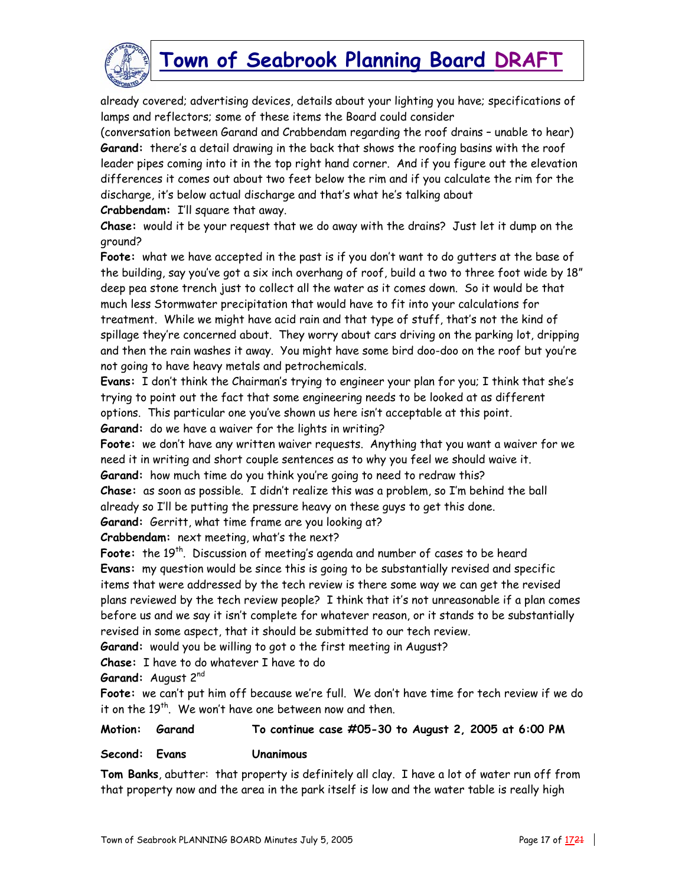already covered; advertising devices, details about your lighting you have; specifications of lamps and reflectors; some of these items the Board could consider

(conversation between Garand and Crabbendam regarding the roof drains – unable to hear)

**Garand:** there's a detail drawing in the back that shows the roofing basins with the roof leader pipes coming into it in the top right hand corner. And if you figure out the elevation differences it comes out about two feet below the rim and if you calculate the rim for the discharge, it's below actual discharge and that's what he's talking about

**Crabbendam:** I'll square that away.

**Chase:** would it be your request that we do away with the drains? Just let it dump on the ground?

**Foote:** what we have accepted in the past is if you don't want to do gutters at the base of the building, say you've got a six inch overhang of roof, build a two to three foot wide by 18" deep pea stone trench just to collect all the water as it comes down. So it would be that much less Stormwater precipitation that would have to fit into your calculations for treatment. While we might have acid rain and that type of stuff, that's not the kind of spillage they're concerned about. They worry about cars driving on the parking lot, dripping and then the rain washes it away. You might have some bird doo-doo on the roof but you're not going to have heavy metals and petrochemicals.

**Evans:** I don't think the Chairman's trying to engineer your plan for you; I think that she's trying to point out the fact that some engineering needs to be looked at as different options. This particular one you've shown us here isn't acceptable at this point.

**Garand:** do we have a waiver for the lights in writing?

**Foote:** we don't have any written waiver requests. Anything that you want a waiver for we need it in writing and short couple sentences as to why you feel we should waive it.

**Garand:** how much time do you think you're going to need to redraw this?

**Chase:** as soon as possible. I didn't realize this was a problem, so I'm behind the ball already so I'll be putting the pressure heavy on these guys to get this done.

**Garand:** Gerritt, what time frame are you looking at?

**Crabbendam:** next meeting, what's the next?

**Foote:** the 19th. Discussion of meeting's agenda and number of cases to be heard

**Evans:** my question would be since this is going to be substantially revised and specific items that were addressed by the tech review is there some way we can get the revised plans reviewed by the tech review people? I think that it's not unreasonable if a plan comes before us and we say it isn't complete for whatever reason, or it stands to be substantially revised in some aspect, that it should be submitted to our tech review.

**Garand:** would you be willing to got o the first meeting in August?

**Chase:** I have to do whatever I have to do

**Garand:** August 2nd

**Foote:** we can't put him off because we're full. We don't have time for tech review if we do it on the 19th. We won't have one between now and then.

**Motion: Garand To continue case #05-30 to August 2, 2005 at 6:00 PM**

**Second: Evans Unanimous**

**Tom Banks**, abutter: that property is definitely all clay. I have a lot of water run off from that property now and the area in the park itself is low and the water table is really high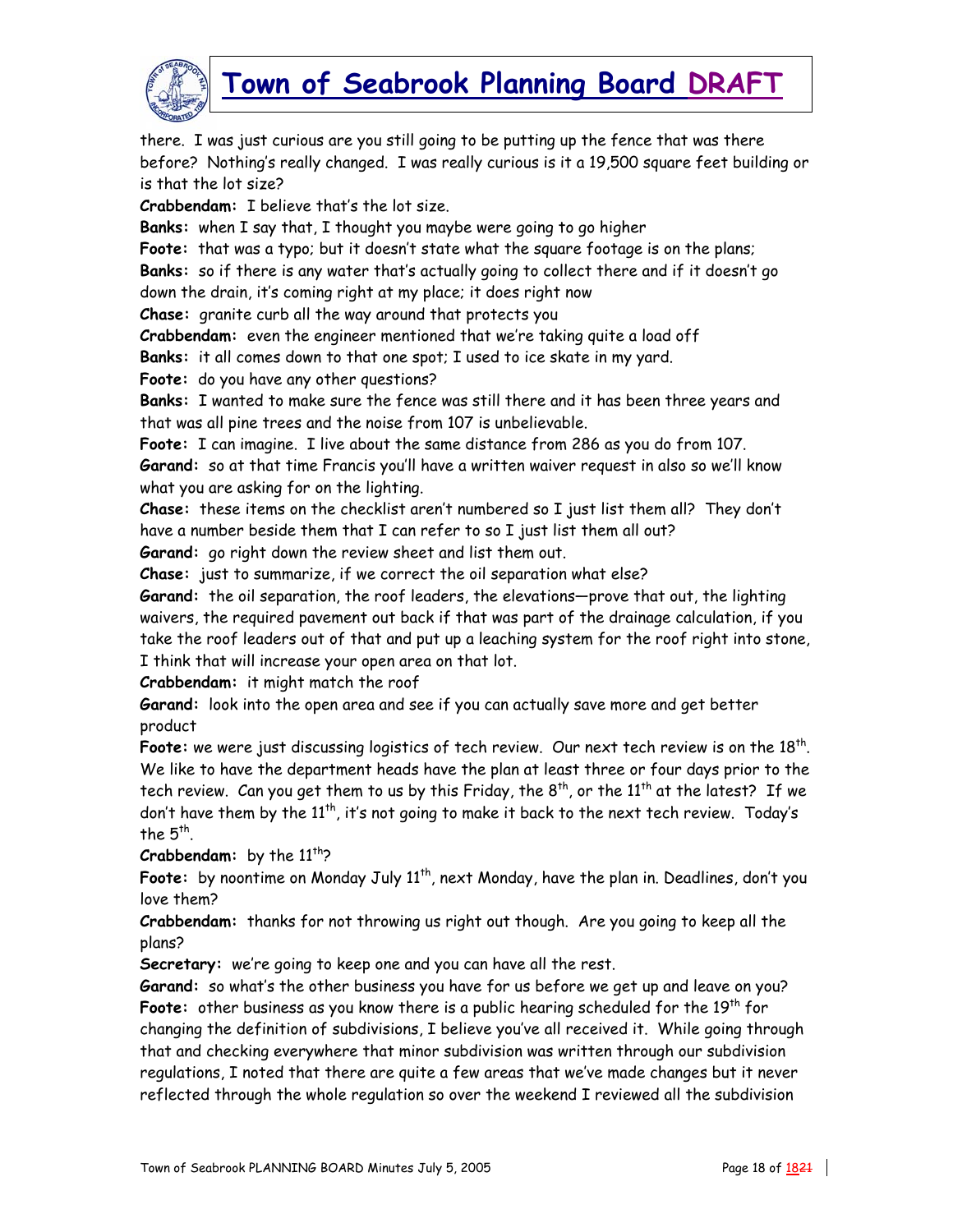there. I was just curious are you still going to be putting up the fence that was there before? Nothing's really changed. I was really curious is it a 19,500 square feet building or is that the lot size?

**Crabbendam:** I believe that's the lot size.

**Banks:** when I say that, I thought you maybe were going to go higher

**Foote:** that was a typo; but it doesn't state what the square footage is on the plans;

**Banks:** so if there is any water that's actually going to collect there and if it doesn't go down the drain, it's coming right at my place; it does right now

**Chase:** granite curb all the way around that protects you

**Crabbendam:** even the engineer mentioned that we're taking quite a load off

**Banks:** it all comes down to that one spot; I used to ice skate in my yard.

**Foote:** do you have any other questions?

**Banks:** I wanted to make sure the fence was still there and it has been three years and that was all pine trees and the noise from 107 is unbelievable.

**Foote:** I can imagine. I live about the same distance from 286 as you do from 107.

**Garand:** so at that time Francis you'll have a written waiver request in also so we'll know what you are asking for on the lighting.

**Chase:** these items on the checklist aren't numbered so I just list them all? They don't have a number beside them that I can refer to so I just list them all out?

**Garand:** go right down the review sheet and list them out.

**Chase:** just to summarize, if we correct the oil separation what else?

**Garand:** the oil separation, the roof leaders, the elevations—prove that out, the lighting waivers, the required pavement out back if that was part of the drainage calculation, if you take the roof leaders out of that and put up a leaching system for the roof right into stone, I think that will increase your open area on that lot.

**Crabbendam:** it might match the roof

**Garand:** look into the open area and see if you can actually save more and get better product

**Foote:** we were just discussing logistics of tech review. Our next tech review is on the 18th. We like to have the department heads have the plan at least three or four days prior to the tech review. Can you get them to us by this Friday, the 8th, or the 11th at the latest? If we don't have them by the 11th, it's not going to make it back to the next tech review. Today's the 5th.

**Crabbendam:** by the 11th?

**Foote:** by noontime on Monday July 11th, next Monday, have the plan in. Deadlines, don't you love them?

**Crabbendam:** thanks for not throwing us right out though. Are you going to keep all the plans?

**Secretary:** we're going to keep one and you can have all the rest.

**Garand:** so what's the other business you have for us before we get up and leave on you?

**Foote:** other business as you know there is a public hearing scheduled for the 19th for changing the definition of subdivisions, I believe you've all received it. While going through that and checking everywhere that minor subdivision was written through our subdivision regulations, I noted that there are quite a few areas that we've made changes but it never reflected through the whole regulation so over the weekend I reviewed all the subdivision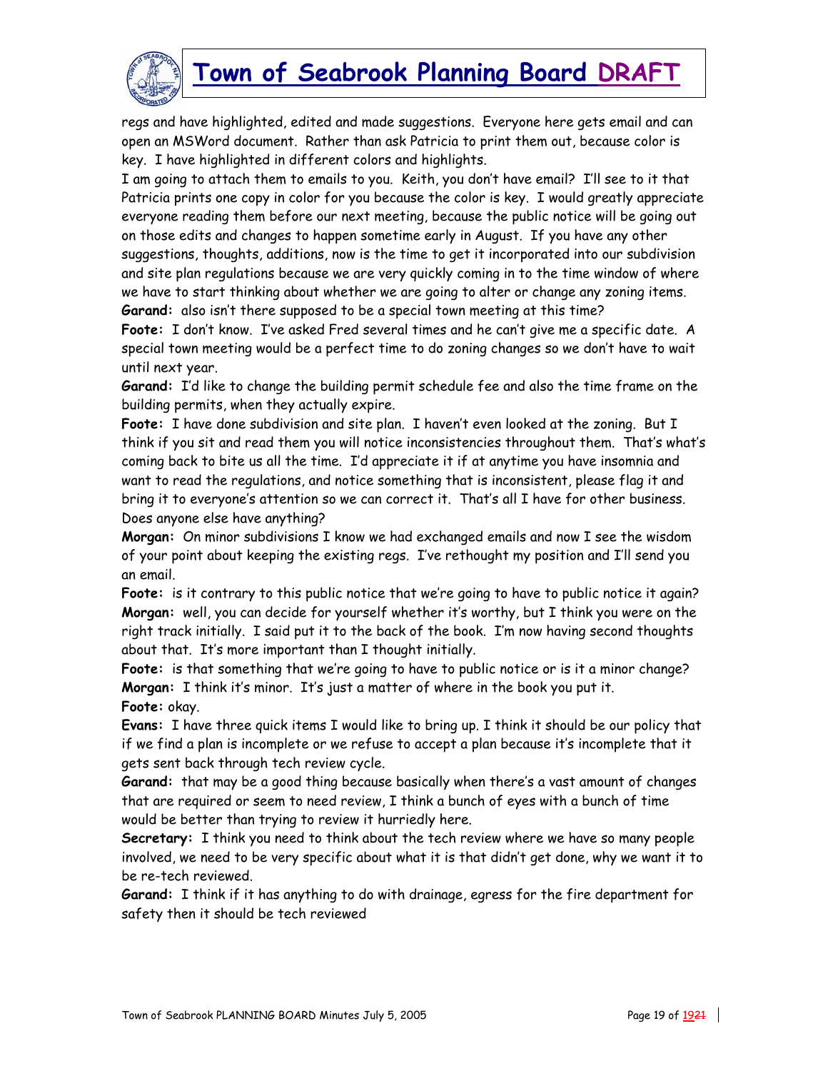regs and have highlighted, edited and made suggestions. Everyone here gets email and can open an MSWord document. Rather than ask Patricia to print them out, because color is key. I have highlighted in different colors and highlights.

I am going to attach them to emails to you. Keith, you don't have email? I'll see to it that Patricia prints one copy in color for you because the color is key. I would greatly appreciate everyone reading them before our next meeting, because the public notice will be going out on those edits and changes to happen sometime early in August. If you have any other suggestions, thoughts, additions, now is the time to get it incorporated into our subdivision and site plan regulations because we are very quickly coming in to the time window of where we have to start thinking about whether we are going to alter or change any zoning items.

**Garand:** also isn't there supposed to be a special town meeting at this time?

**Foote:** I don't know. I've asked Fred several times and he can't give me a specific date. A special town meeting would be a perfect time to do zoning changes so we don't have to wait until next year.

**Garand:** I'd like to change the building permit schedule fee and also the time frame on the building permits, when they actually expire.

**Foote:** I have done subdivision and site plan. I haven't even looked at the zoning. But I think if you sit and read them you will notice inconsistencies throughout them. That's what's coming back to bite us all the time. I'd appreciate it if at anytime you have insomnia and want to read the regulations, and notice something that is inconsistent, please flag it and bring it to everyone's attention so we can correct it. That's all I have for other business. Does anyone else have anything?

**Morgan:** On minor subdivisions I know we had exchanged emails and now I see the wisdom of your point about keeping the existing regs. I've rethought my position and I'll send you an email.

**Foote:** is it contrary to this public notice that we're going to have to public notice it again?

**Morgan:** well, you can decide for yourself whether it's worthy, but I think you were on the right track initially. I said put it to the back of the book. I'm now having second thoughts about that. It's more important than I thought initially.

**Foote:** is that something that we're going to have to public notice or is it a minor change?

**Morgan:** I think it's minor. It's just a matter of where in the book you put it.

**Foote:** okay.

**Evans:** I have three quick items I would like to bring up. I think it should be our policy that if we find a plan is incomplete or we refuse to accept a plan because it's incomplete that it gets sent back through tech review cycle.

**Garand:** that may be a good thing because basically when there's a vast amount of changes that are required or seem to need review, I think a bunch of eyes with a bunch of time would be better than trying to review it hurriedly here.

**Secretary:** I think you need to think about the tech review where we have so many people involved, we need to be very specific about what it is that didn't get done, why we want it to be re-tech reviewed.

**Garand:** I think if it has anything to do with drainage, egress for the fire department for safety then it should be tech reviewed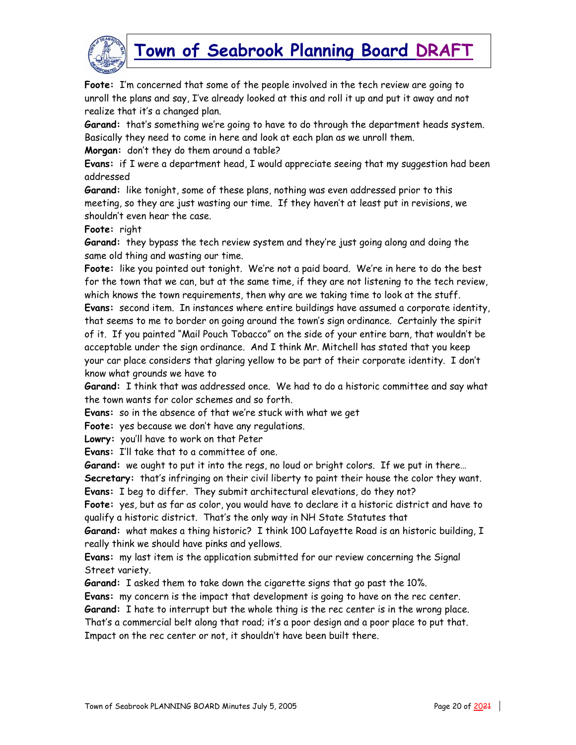**Foote:** I'm concerned that some of the people involved in the tech review are going to unroll the plans and say, I've already looked at this and roll it up and put it away and not realize that it's a changed plan.

**Garand:** that's something we're going to have to do through the department heads system. Basically they need to come in here and look at each plan as we unroll them.

**Morgan:** don't they do them around a table?

**Evans:** if I were a department head, I would appreciate seeing that my suggestion had been addressed

**Garand:** like tonight, some of these plans, nothing was even addressed prior to this meeting, so they are just wasting our time. If they haven't at least put in revisions, we shouldn't even hear the case.

**Foote:** right

**Garand:** they bypass the tech review system and they're just going along and doing the same old thing and wasting our time.

**Foote:** like you pointed out tonight. We're not a paid board. We're in here to do the best for the town that we can, but at the same time, if they are not listening to the tech review, which knows the town requirements, then why are we taking time to look at the stuff.

**Evans:** second item. In instances where entire buildings have assumed a corporate identity, that seems to me to border on going around the town's sign ordinance. Certainly the spirit of it. If you painted "Mail Pouch Tobacco" on the side of your entire barn, that wouldn't be acceptable under the sign ordinance. And I think Mr. Mitchell has stated that you keep your car place considers that glaring yellow to be part of their corporate identity. I don't know what grounds we have to

**Garand:** I think that was addressed once. We had to do a historic committee and say what the town wants for color schemes and so forth.

**Evans:** so in the absence of that we're stuck with what we get

**Foote:** yes because we don't have any regulations.

**Lowry:** you'll have to work on that Peter

**Evans:** I'll take that to a committee of one.

**Garand:** we ought to put it into the regs, no loud or bright colors. If we put in there…

**Secretary:** that's infringing on their civil liberty to paint their house the color they want.

**Evans:** I beg to differ. They submit architectural elevations, do they not?

**Foote:** yes, but as far as color, you would have to declare it a historic district and have to qualify a historic district. That's the only way in NH State Statutes that

**Garand:** what makes a thing historic? I think 100 Lafayette Road is an historic building, I really think we should have pinks and yellows.

**Evans:** my last item is the application submitted for our review concerning the Signal Street variety.

**Garand:** I asked them to take down the cigarette signs that go past the 10%.

**Evans:** my concern is the impact that development is going to have on the rec center.

**Garand:** I hate to interrupt but the whole thing is the rec center is in the wrong place. That's a commercial belt along that road; it's a poor design and a poor place to put that. Impact on the rec center or not, it shouldn't have been built there.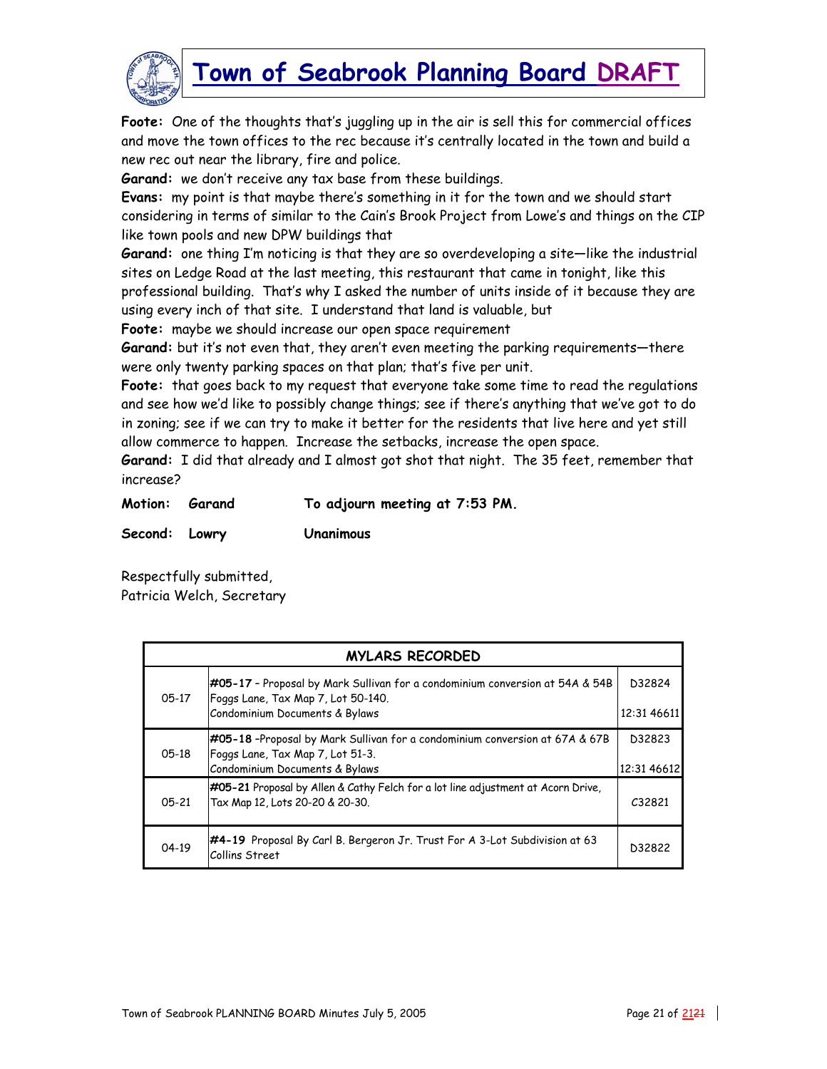**Foote:** One of the thoughts that's juggling up in the air is sell this for commercial offices and move the town offices to the rec because it's centrally located in the town and build a new rec out near the library, fire and police.

**Garand:** we don't receive any tax base from these buildings.

**Evans:** my point is that maybe there's something in it for the town and we should start considering in terms of similar to the Cain's Brook Project from Lowe's and things on the CIP like town pools and new DPW buildings that

**Garand:** one thing I'm noticing is that they are so overdeveloping a site—like the industrial sites on Ledge Road at the last meeting, this restaurant that came in tonight, like this professional building. That's why I asked the number of units inside of it because they are using every inch of that site. I understand that land is valuable, but

**Foote:** maybe we should increase our open space requirement

**Garand:** but it's not even that, they aren't even meeting the parking requirements—there were only twenty parking spaces on that plan; that's five per unit.

**Foote:** that goes back to my request that everyone take some time to read the regulations and see how we'd like to possibly change things; see if there's anything that we've got to do in zoning; see if we can try to make it better for the residents that live here and yet still allow commerce to happen. Increase the setbacks, increase the open space.

**Garand:** I did that already and I almost got shot that night. The 35 feet, remember that increase?

**Motion: Garand** **To adjourn meeting at 7:53 PM.**

**Second: Lowry** **Unanimous**

Respectfully submitted,
Patricia Welch, Secretary

| MYLARS RECORDED | | |
|---|---|---|
| 05-17 | **#05-17** - Proposal by Mark Sullivan for a condominium conversion at 54A & 54B Foggs Lane, Tax Map 7, Lot 50-140.<br>Condominium Documents & Bylaws | D32824<br><br>12:31 46611 |
| 05-18 | **#05-18** -Proposal by Mark Sullivan for a condominium conversion at 67A & 67B Foggs Lane, Tax Map 7, Lot 51-3.<br>Condominium Documents & Bylaws | D32823<br><br>12:31 46612 |
| 05-21 | **#05-21** Proposal by Allen & Cathy Felch for a lot line adjustment at Acorn Drive, Tax Map 12, Lots 20-20 & 20-30. | C32821 |
| 04-19 | **#4-19** Proposal By Carl B. Bergeron Jr. Trust For A 3-Lot Subdivision at 63 Collins Street | D32822 |